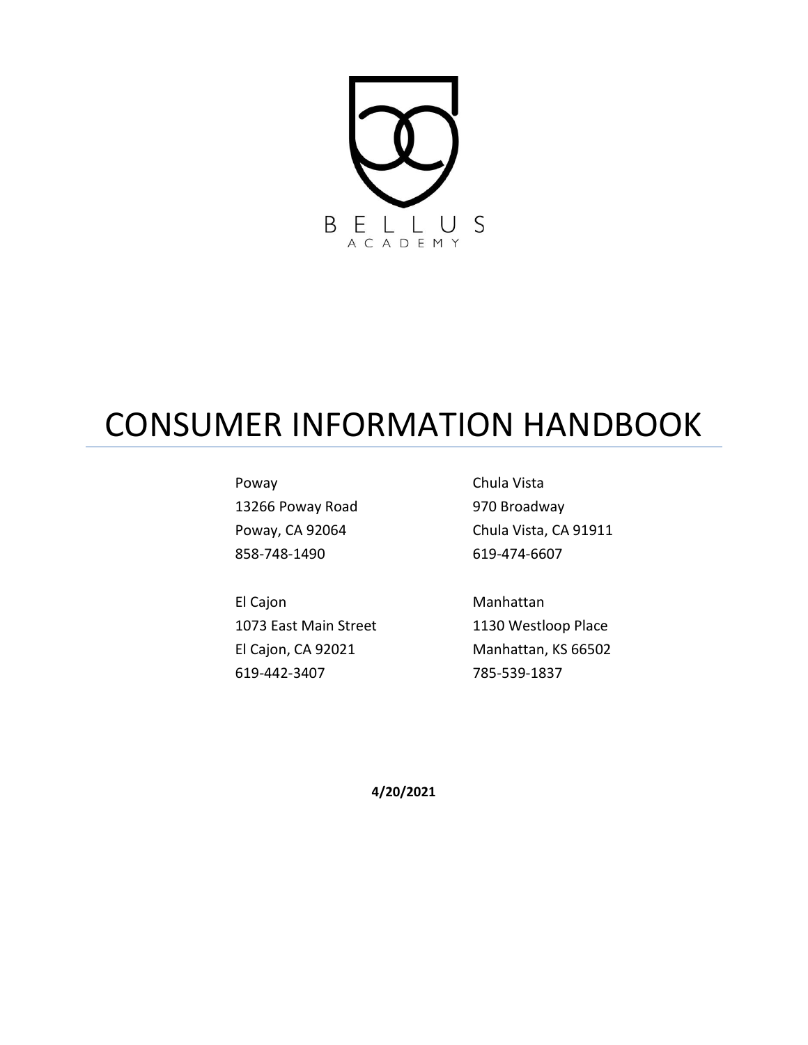BELLUS
ACADEMY

# CONSUMER INFORMATION HANDBOOK

Poway
13266 Poway Road
Poway, CA 92064
858-748-1490

Chula Vista
970 Broadway
Chula Vista, CA 91911
619-474-6607

El Cajon
1073 East Main Street
El Cajon, CA 92021
619-442-3407

Manhattan
1130 Westloop Place
Manhattan, KS 66502
785-539-1837

**4/20/2021**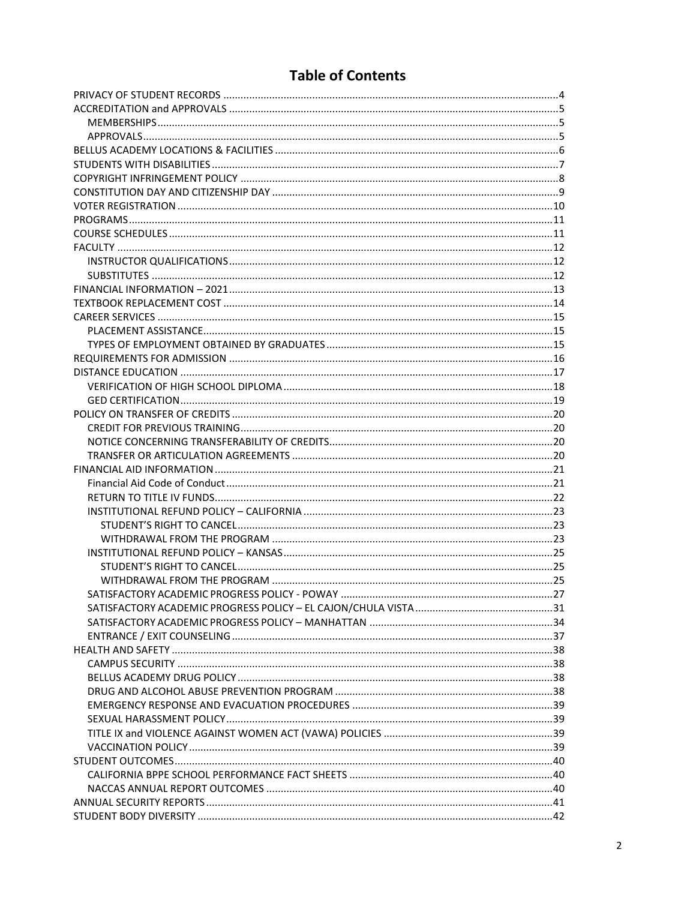# Table of Contents

- PRIVACY OF STUDENT RECORDS ....... 4
- ACCREDITATION and APPROVALS ....... 5
  - MEMBERSHIPS ....... 5
  - APPROVALS ....... 5
- BELLUS ACADEMY LOCATIONS & FACILITIES ....... 6
- STUDENTS WITH DISABILITIES ....... 7
- COPYRIGHT INFRINGEMENT POLICY ....... 8
- CONSTITUTION DAY AND CITIZENSHIP DAY ....... 9
- VOTER REGISTRATION ....... 10
- PROGRAMS ....... 11
- COURSE SCHEDULES ....... 11
- FACULTY ....... 12
  - INSTRUCTOR QUALIFICATIONS ....... 12
  - SUBSTITUTES ....... 12
- FINANCIAL INFORMATION – 2021 ....... 13
- TEXTBOOK REPLACEMENT COST ....... 14
- CAREER SERVICES ....... 15
  - PLACEMENT ASSISTANCE ....... 15
  - TYPES OF EMPLOYMENT OBTAINED BY GRADUATES ....... 15
- REQUIREMENTS FOR ADMISSION ....... 16
- DISTANCE EDUCATION ....... 17
  - VERIFICATION OF HIGH SCHOOL DIPLOMA ....... 18
  - GED CERTIFICATION ....... 19
- POLICY ON TRANSFER OF CREDITS ....... 20
  - CREDIT FOR PREVIOUS TRAINING ....... 20
  - NOTICE CONCERNING TRANSFERABILITY OF CREDITS ....... 20
  - TRANSFER OR ARTICULATION AGREEMENTS ....... 20
- FINANCIAL AID INFORMATION ....... 21
  - Financial Aid Code of Conduct ....... 21
  - RETURN TO TITLE IV FUNDS ....... 22
  - INSTITUTIONAL REFUND POLICY – CALIFORNIA ....... 23
    - STUDENT'S RIGHT TO CANCEL ....... 23
    - WITHDRAWAL FROM THE PROGRAM ....... 23
  - INSTITUTIONAL REFUND POLICY – KANSAS ....... 25
    - STUDENT'S RIGHT TO CANCEL ....... 25
    - WITHDRAWAL FROM THE PROGRAM ....... 25
  - SATISFACTORY ACADEMIC PROGRESS POLICY - POWAY ....... 27
  - SATISFACTORY ACADEMIC PROGRESS POLICY – EL CAJON/CHULA VISTA ....... 31
  - SATISFACTORY ACADEMIC PROGRESS POLICY – MANHATTAN ....... 34
  - ENTRANCE / EXIT COUNSELING ....... 37
- HEALTH AND SAFETY ....... 38
  - CAMPUS SECURITY ....... 38
  - BELLUS ACADEMY DRUG POLICY ....... 38
  - DRUG AND ALCOHOL ABUSE PREVENTION PROGRAM ....... 38
  - EMERGENCY RESPONSE AND EVACUATION PROCEDURES ....... 39
  - SEXUAL HARASSMENT POLICY ....... 39
  - TITLE IX and VIOLENCE AGAINST WOMEN ACT (VAWA) POLICIES ....... 39
  - VACCINATION POLICY ....... 39
- STUDENT OUTCOMES ....... 40
  - CALIFORNIA BPPE SCHOOL PERFORMANCE FACT SHEETS ....... 40
  - NACCAS ANNUAL REPORT OUTCOMES ....... 40
- ANNUAL SECURITY REPORTS ....... 41
- STUDENT BODY DIVERSITY ....... 42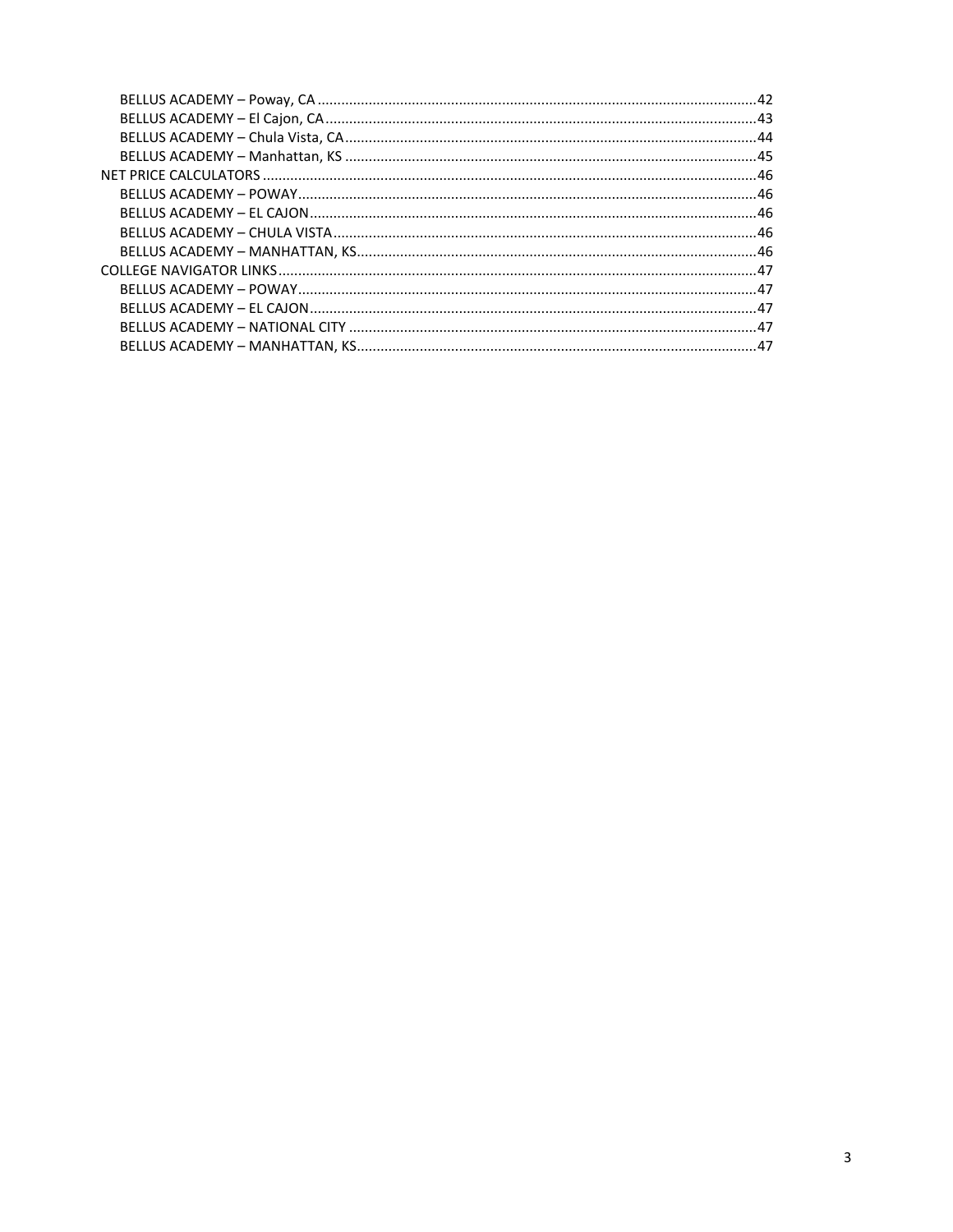BELLUS ACADEMY – Poway, CA ....................................................................................................................42
BELLUS ACADEMY – El Cajon, CA .................................................................................................................43
BELLUS ACADEMY – Chula Vista, CA ............................................................................................................44
BELLUS ACADEMY – Manhattan, KS ............................................................................................................45
NET PRICE CALCULATORS ................................................................................................................................46
BELLUS ACADEMY – POWAY .........................................................................................................................46
BELLUS ACADEMY – EL CAJON ......................................................................................................................46
BELLUS ACADEMY – CHULA VISTA ................................................................................................................46
BELLUS ACADEMY – MANHATTAN, KS ..........................................................................................................46
COLLEGE NAVIGATOR LINKS ............................................................................................................................47
BELLUS ACADEMY – POWAY .........................................................................................................................47
BELLUS ACADEMY – EL CAJON ......................................................................................................................47
BELLUS ACADEMY – NATIONAL CITY ............................................................................................................47
BELLUS ACADEMY – MANHATTAN, KS ..........................................................................................................47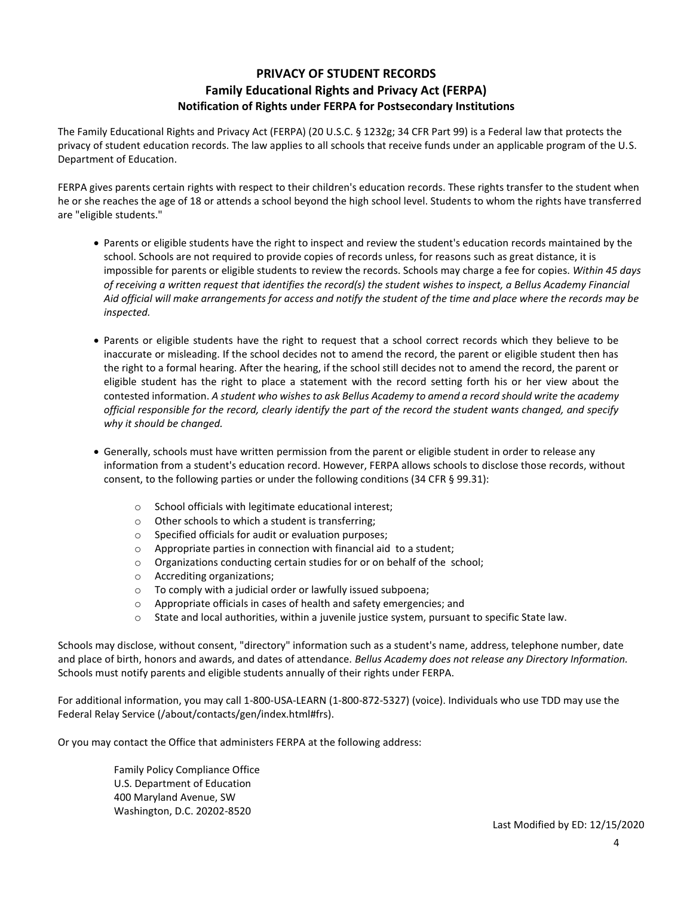# PRIVACY OF STUDENT RECORDS
## Family Educational Rights and Privacy Act (FERPA)
### Notification of Rights under FERPA for Postsecondary Institutions

The Family Educational Rights and Privacy Act (FERPA) (20 U.S.C. § 1232g; 34 CFR Part 99) is a Federal law that protects the privacy of student education records. The law applies to all schools that receive funds under an applicable program of the U.S. Department of Education.

FERPA gives parents certain rights with respect to their children's education records. These rights transfer to the student when he or she reaches the age of 18 or attends a school beyond the high school level. Students to whom the rights have transferred are "eligible students."

- Parents or eligible students have the right to inspect and review the student's education records maintained by the school. Schools are not required to provide copies of records unless, for reasons such as great distance, it is impossible for parents or eligible students to review the records. Schools may charge a fee for copies. *Within 45 days of receiving a written request that identifies the record(s) the student wishes to inspect, a Bellus Academy Financial Aid official will make arrangements for access and notify the student of the time and place where the records may be inspected.*

- Parents or eligible students have the right to request that a school correct records which they believe to be inaccurate or misleading. If the school decides not to amend the record, the parent or eligible student then has the right to a formal hearing. After the hearing, if the school still decides not to amend the record, the parent or eligible student has the right to place a statement with the record setting forth his or her view about the contested information. *A student who wishes to ask Bellus Academy to amend a record should write the academy official responsible for the record, clearly identify the part of the record the student wants changed, and specify why it should be changed.*

- Generally, schools must have written permission from the parent or eligible student in order to release any information from a student's education record. However, FERPA allows schools to disclose those records, without consent, to the following parties or under the following conditions (34 CFR § 99.31):
  - School officials with legitimate educational interest;
  - Other schools to which a student is transferring;
  - Specified officials for audit or evaluation purposes;
  - Appropriate parties in connection with financial aid to a student;
  - Organizations conducting certain studies for or on behalf of the school;
  - Accrediting organizations;
  - To comply with a judicial order or lawfully issued subpoena;
  - Appropriate officials in cases of health and safety emergencies; and
  - State and local authorities, within a juvenile justice system, pursuant to specific State law.

Schools may disclose, without consent, "directory" information such as a student's name, address, telephone number, date and place of birth, honors and awards, and dates of attendance. *Bellus Academy does not release any Directory Information.* Schools must notify parents and eligible students annually of their rights under FERPA.

For additional information, you may call 1-800-USA-LEARN (1-800-872-5327) (voice). Individuals who use TDD may use the Federal Relay Service (/about/contacts/gen/index.html#frs).

Or you may contact the Office that administers FERPA at the following address:

Family Policy Compliance Office
U.S. Department of Education
400 Maryland Avenue, SW
Washington, D.C. 20202-8520

Last Modified by ED: 12/15/2020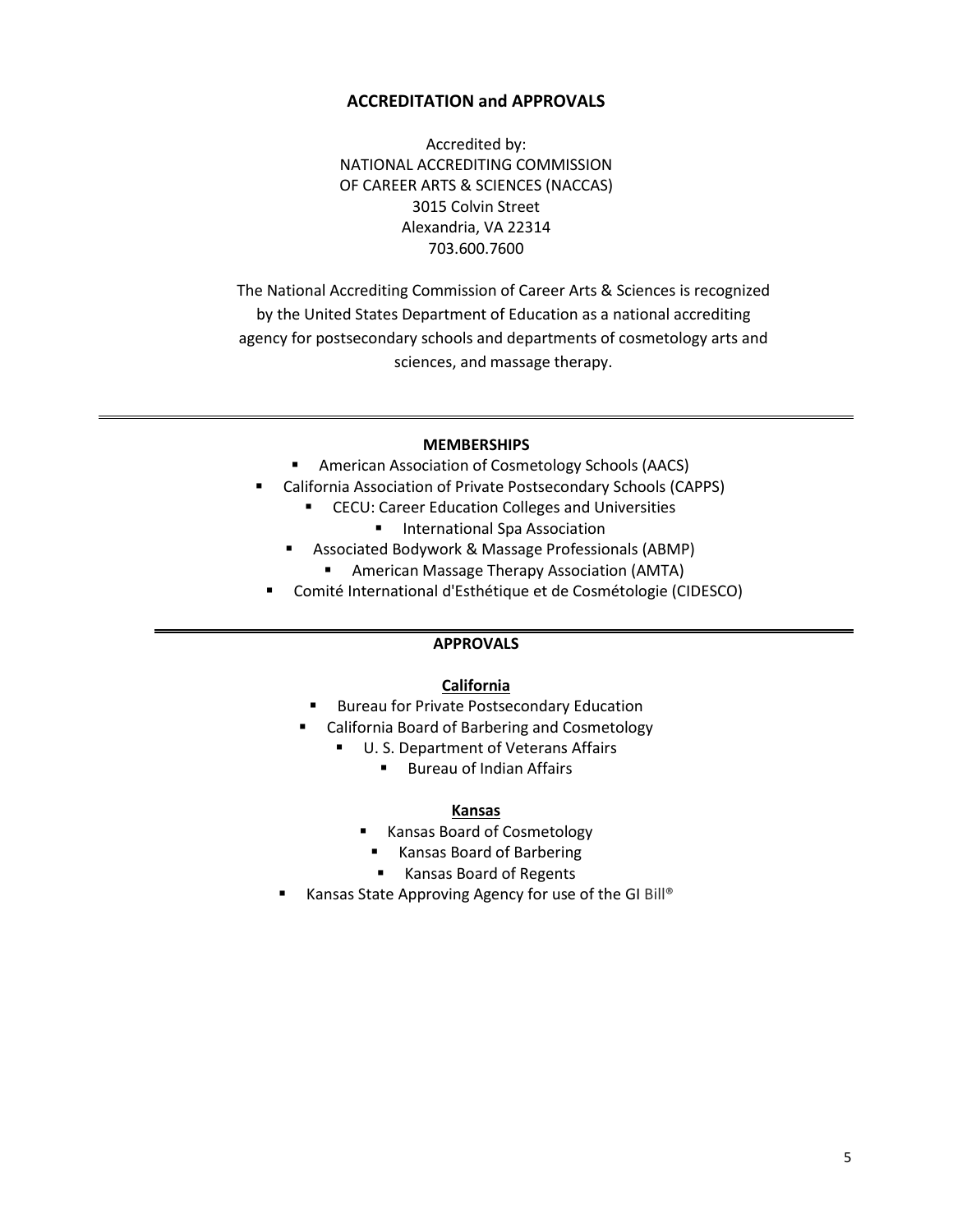## ACCREDITATION and APPROVALS

Accredited by:
NATIONAL ACCREDITING COMMISSION
OF CAREER ARTS & SCIENCES (NACCAS)
3015 Colvin Street
Alexandria, VA 22314
703.600.7600

The National Accrediting Commission of Career Arts & Sciences is recognized by the United States Department of Education as a national accrediting agency for postsecondary schools and departments of cosmetology arts and sciences, and massage therapy.

---

### MEMBERSHIPS

- American Association of Cosmetology Schools (AACS)
- California Association of Private Postsecondary Schools (CAPPS)
- CECU: Career Education Colleges and Universities
- International Spa Association
- Associated Bodywork & Massage Professionals (ABMP)
- American Massage Therapy Association (AMTA)
- Comité International d'Esthétique et de Cosmétologie (CIDESCO)

---

### APPROVALS

#### California

- Bureau for Private Postsecondary Education
- California Board of Barbering and Cosmetology
- U. S. Department of Veterans Affairs
- Bureau of Indian Affairs

#### Kansas

- Kansas Board of Cosmetology
- Kansas Board of Barbering
- Kansas Board of Regents
- Kansas State Approving Agency for use of the GI Bill®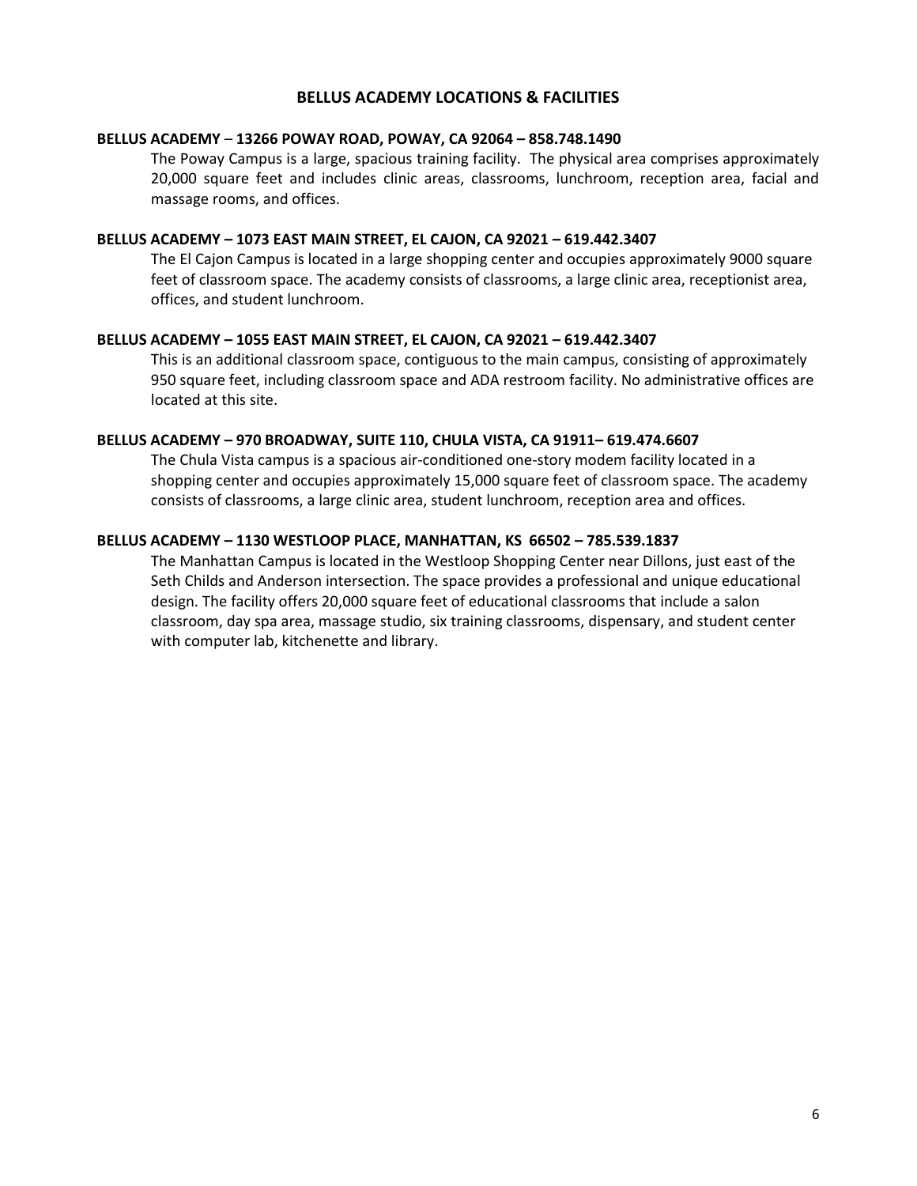## BELLUS ACADEMY LOCATIONS & FACILITIES

**BELLUS ACADEMY – 13266 POWAY ROAD, POWAY, CA 92064 – 858.748.1490**

The Poway Campus is a large, spacious training facility. The physical area comprises approximately 20,000 square feet and includes clinic areas, classrooms, lunchroom, reception area, facial and massage rooms, and offices.

**BELLUS ACADEMY – 1073 EAST MAIN STREET, EL CAJON, CA 92021 – 619.442.3407**

The El Cajon Campus is located in a large shopping center and occupies approximately 9000 square feet of classroom space. The academy consists of classrooms, a large clinic area, receptionist area, offices, and student lunchroom.

**BELLUS ACADEMY – 1055 EAST MAIN STREET, EL CAJON, CA 92021 – 619.442.3407**

This is an additional classroom space, contiguous to the main campus, consisting of approximately 950 square feet, including classroom space and ADA restroom facility. No administrative offices are located at this site.

**BELLUS ACADEMY – 970 BROADWAY, SUITE 110, CHULA VISTA, CA 91911– 619.474.6607**

The Chula Vista campus is a spacious air-conditioned one-story modem facility located in a shopping center and occupies approximately 15,000 square feet of classroom space. The academy consists of classrooms, a large clinic area, student lunchroom, reception area and offices.

**BELLUS ACADEMY – 1130 WESTLOOP PLACE, MANHATTAN, KS 66502 – 785.539.1837**

The Manhattan Campus is located in the Westloop Shopping Center near Dillons, just east of the Seth Childs and Anderson intersection. The space provides a professional and unique educational design. The facility offers 20,000 square feet of educational classrooms that include a salon classroom, day spa area, massage studio, six training classrooms, dispensary, and student center with computer lab, kitchenette and library.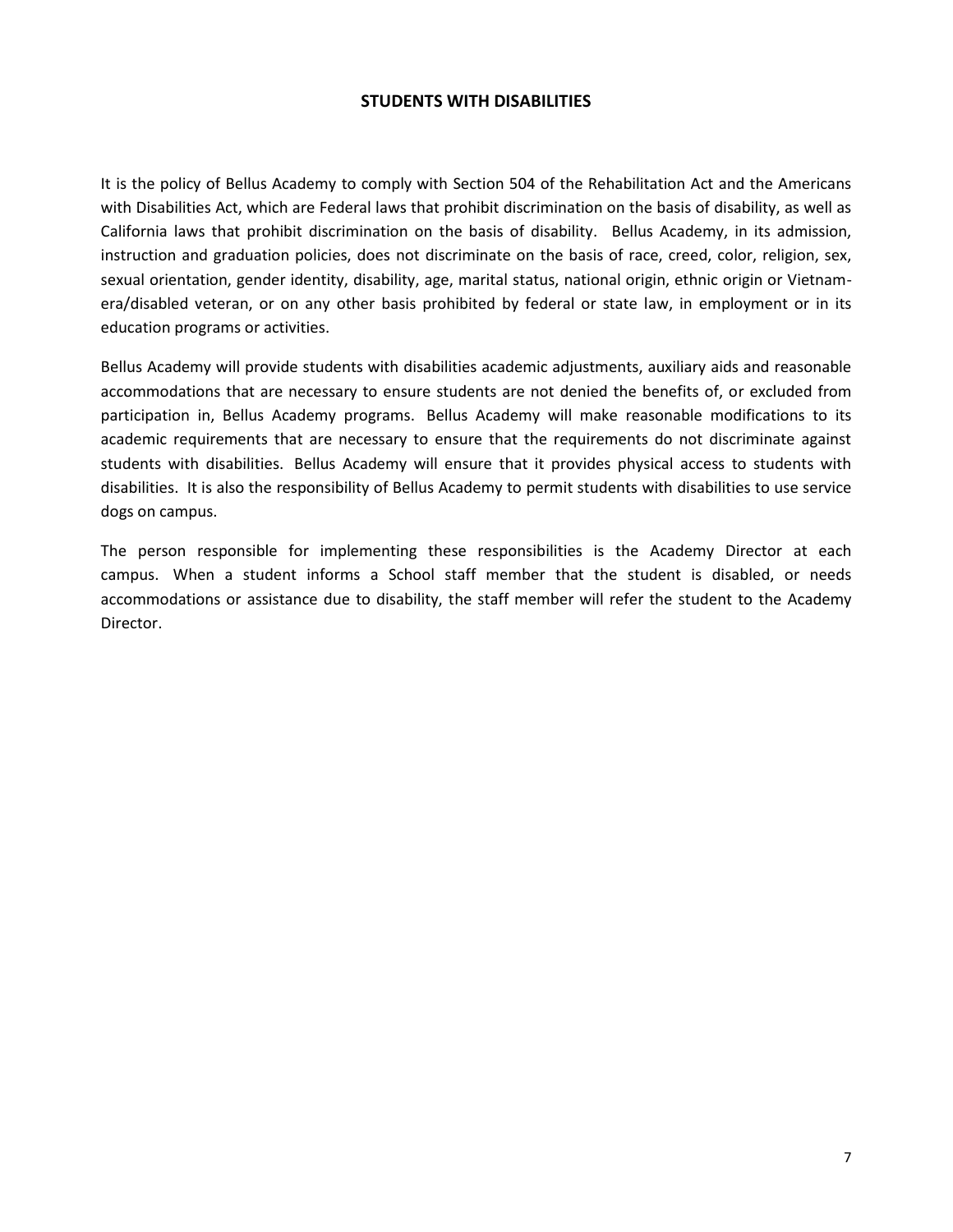## STUDENTS WITH DISABILITIES

It is the policy of Bellus Academy to comply with Section 504 of the Rehabilitation Act and the Americans with Disabilities Act, which are Federal laws that prohibit discrimination on the basis of disability, as well as California laws that prohibit discrimination on the basis of disability. Bellus Academy, in its admission, instruction and graduation policies, does not discriminate on the basis of race, creed, color, religion, sex, sexual orientation, gender identity, disability, age, marital status, national origin, ethnic origin or Vietnam-era/disabled veteran, or on any other basis prohibited by federal or state law, in employment or in its education programs or activities.

Bellus Academy will provide students with disabilities academic adjustments, auxiliary aids and reasonable accommodations that are necessary to ensure students are not denied the benefits of, or excluded from participation in, Bellus Academy programs. Bellus Academy will make reasonable modifications to its academic requirements that are necessary to ensure that the requirements do not discriminate against students with disabilities. Bellus Academy will ensure that it provides physical access to students with disabilities. It is also the responsibility of Bellus Academy to permit students with disabilities to use service dogs on campus.

The person responsible for implementing these responsibilities is the Academy Director at each campus. When a student informs a School staff member that the student is disabled, or needs accommodations or assistance due to disability, the staff member will refer the student to the Academy Director.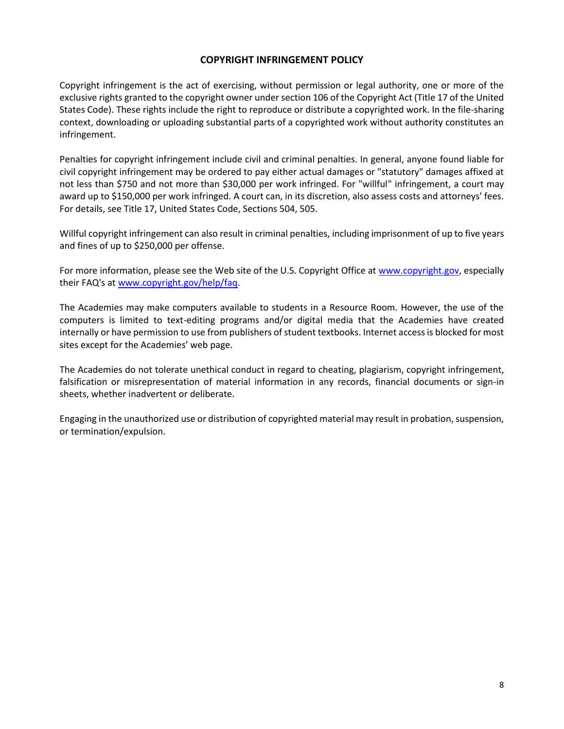## COPYRIGHT INFRINGEMENT POLICY

Copyright infringement is the act of exercising, without permission or legal authority, one or more of the exclusive rights granted to the copyright owner under section 106 of the Copyright Act (Title 17 of the United States Code). These rights include the right to reproduce or distribute a copyrighted work. In the file-sharing context, downloading or uploading substantial parts of a copyrighted work without authority constitutes an infringement.

Penalties for copyright infringement include civil and criminal penalties. In general, anyone found liable for civil copyright infringement may be ordered to pay either actual damages or "statutory" damages affixed at not less than $750 and not more than $30,000 per work infringed. For "willful" infringement, a court may award up to $150,000 per work infringed. A court can, in its discretion, also assess costs and attorneys' fees. For details, see Title 17, United States Code, Sections 504, 505.

Willful copyright infringement can also result in criminal penalties, including imprisonment of up to five years and fines of up to $250,000 per offense.

For more information, please see the Web site of the U.S. Copyright Office at [www.copyright.gov](http://www.copyright.gov), especially their FAQ's at [www.copyright.gov/help/faq](http://www.copyright.gov/help/faq).

The Academies may make computers available to students in a Resource Room. However, the use of the computers is limited to text-editing programs and/or digital media that the Academies have created internally or have permission to use from publishers of student textbooks. Internet access is blocked for most sites except for the Academies' web page.

The Academies do not tolerate unethical conduct in regard to cheating, plagiarism, copyright infringement, falsification or misrepresentation of material information in any records, financial documents or sign-in sheets, whether inadvertent or deliberate.

Engaging in the unauthorized use or distribution of copyrighted material may result in probation, suspension, or termination/expulsion.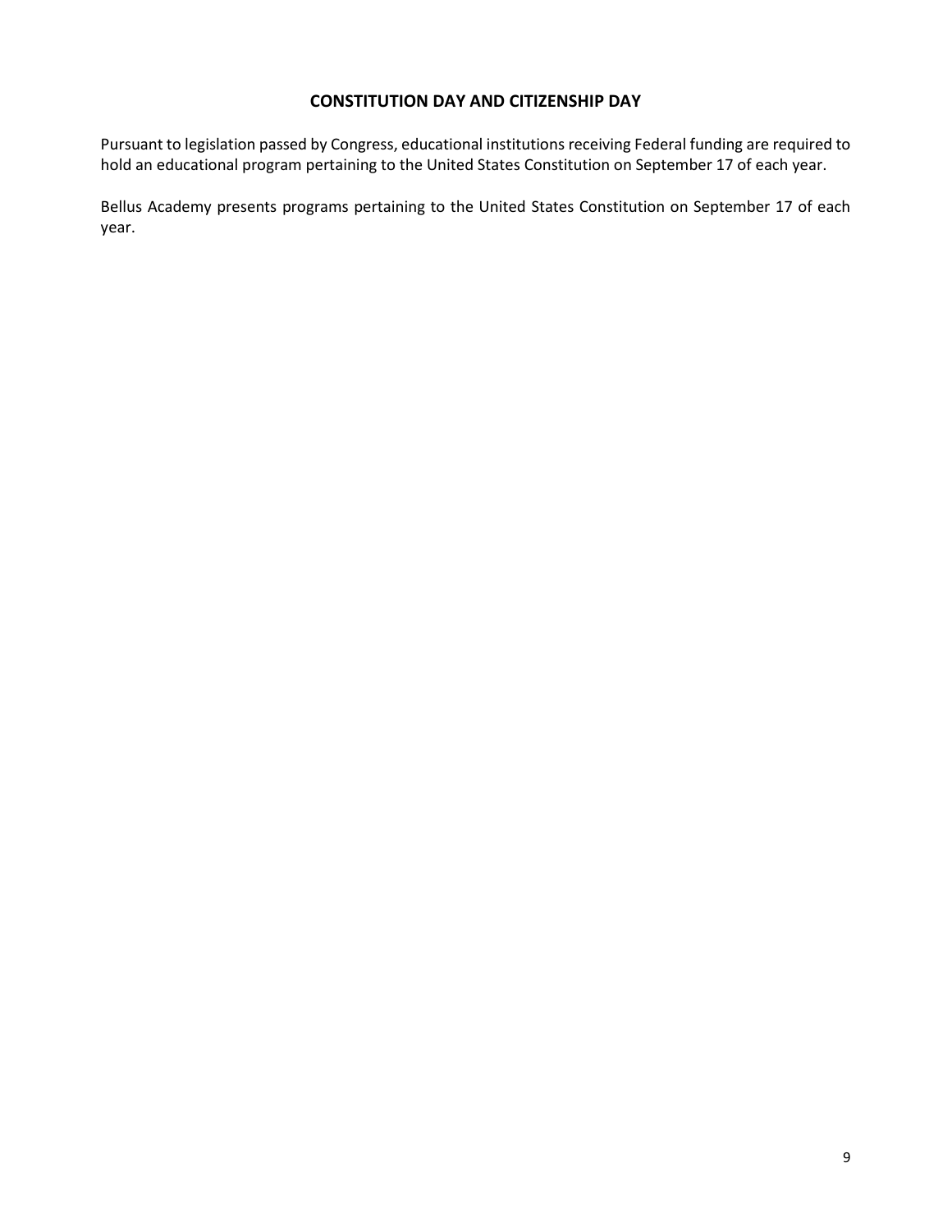## CONSTITUTION DAY AND CITIZENSHIP DAY

Pursuant to legislation passed by Congress, educational institutions receiving Federal funding are required to hold an educational program pertaining to the United States Constitution on September 17 of each year.

Bellus Academy presents programs pertaining to the United States Constitution on September 17 of each year.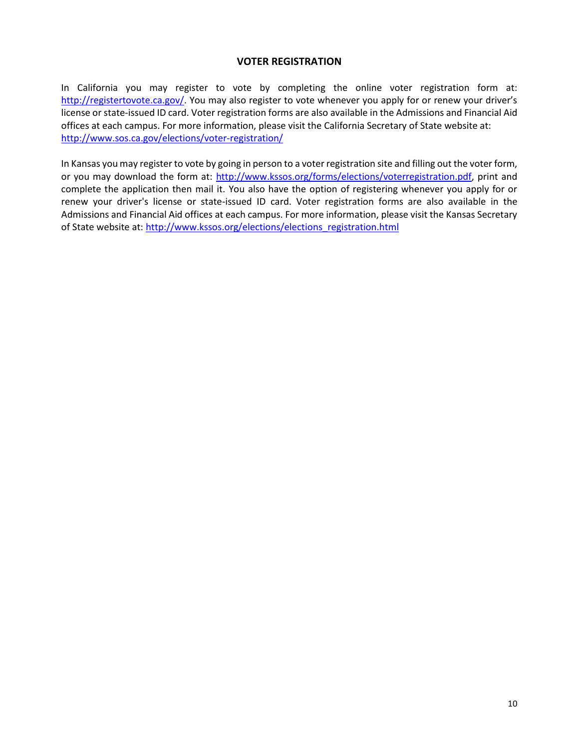## VOTER REGISTRATION

In California you may register to vote by completing the online voter registration form at: http://registertovote.ca.gov/. You may also register to vote whenever you apply for or renew your driver's license or state-issued ID card. Voter registration forms are also available in the Admissions and Financial Aid offices at each campus. For more information, please visit the California Secretary of State website at: http://www.sos.ca.gov/elections/voter-registration/

In Kansas you may register to vote by going in person to a voter registration site and filling out the voter form, or you may download the form at: http://www.kssos.org/forms/elections/voterregistration.pdf, print and complete the application then mail it. You also have the option of registering whenever you apply for or renew your driver's license or state-issued ID card. Voter registration forms are also available in the Admissions and Financial Aid offices at each campus. For more information, please visit the Kansas Secretary of State website at: http://www.kssos.org/elections/elections_registration.html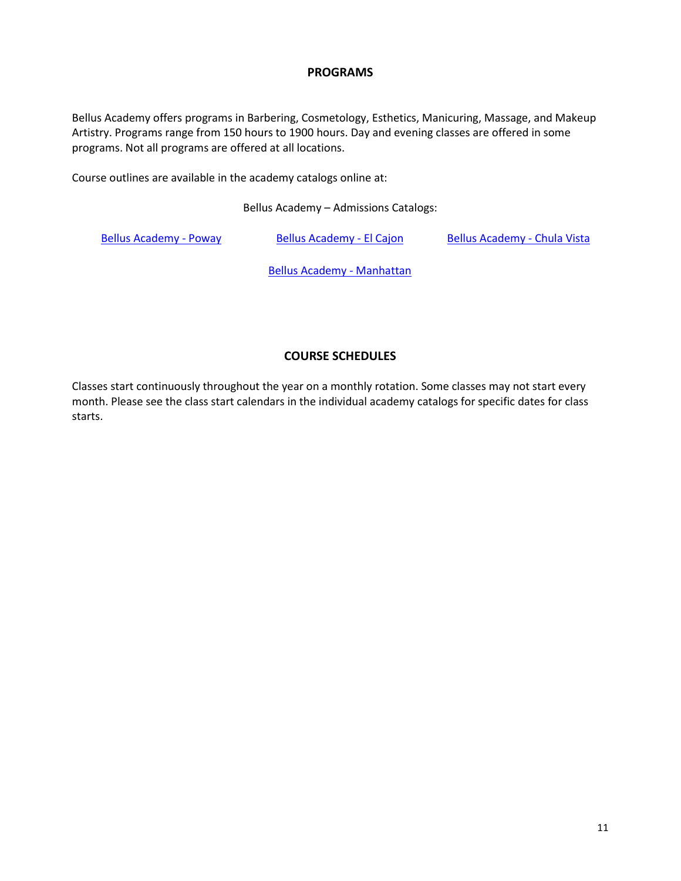## PROGRAMS

Bellus Academy offers programs in Barbering, Cosmetology, Esthetics, Manicuring, Massage, and Makeup Artistry. Programs range from 150 hours to 1900 hours. Day and evening classes are offered in some programs. Not all programs are offered at all locations.

Course outlines are available in the academy catalogs online at:

Bellus Academy – Admissions Catalogs:

Bellus Academy - Poway     Bellus Academy - El Cajon     Bellus Academy - Chula Vista

Bellus Academy - Manhattan

## COURSE SCHEDULES

Classes start continuously throughout the year on a monthly rotation. Some classes may not start every month. Please see the class start calendars in the individual academy catalogs for specific dates for class starts.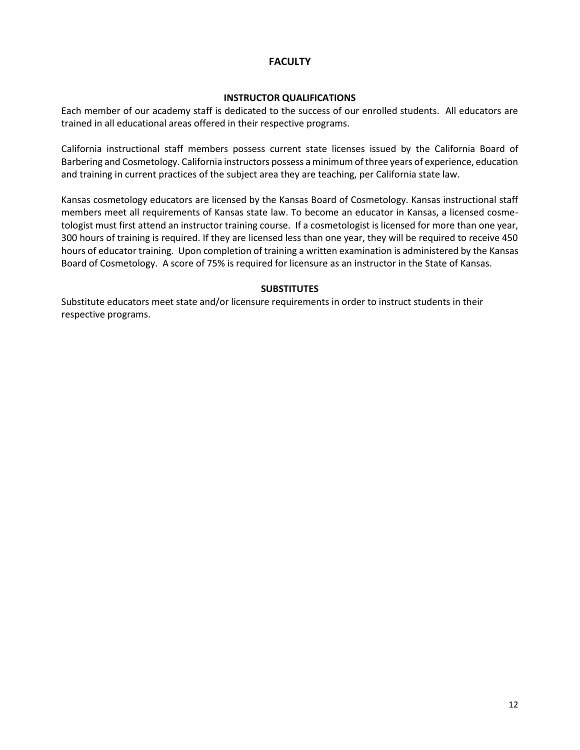# FACULTY

## INSTRUCTOR QUALIFICATIONS

Each member of our academy staff is dedicated to the success of our enrolled students. All educators are trained in all educational areas offered in their respective programs.

California instructional staff members possess current state licenses issued by the California Board of Barbering and Cosmetology. California instructors possess a minimum of three years of experience, education and training in current practices of the subject area they are teaching, per California state law.

Kansas cosmetology educators are licensed by the Kansas Board of Cosmetology. Kansas instructional staff members meet all requirements of Kansas state law. To become an educator in Kansas, a licensed cosmetologist must first attend an instructor training course. If a cosmetologist is licensed for more than one year, 300 hours of training is required. If they are licensed less than one year, they will be required to receive 450 hours of educator training. Upon completion of training a written examination is administered by the Kansas Board of Cosmetology. A score of 75% is required for licensure as an instructor in the State of Kansas.

## SUBSTITUTES

Substitute educators meet state and/or licensure requirements in order to instruct students in their respective programs.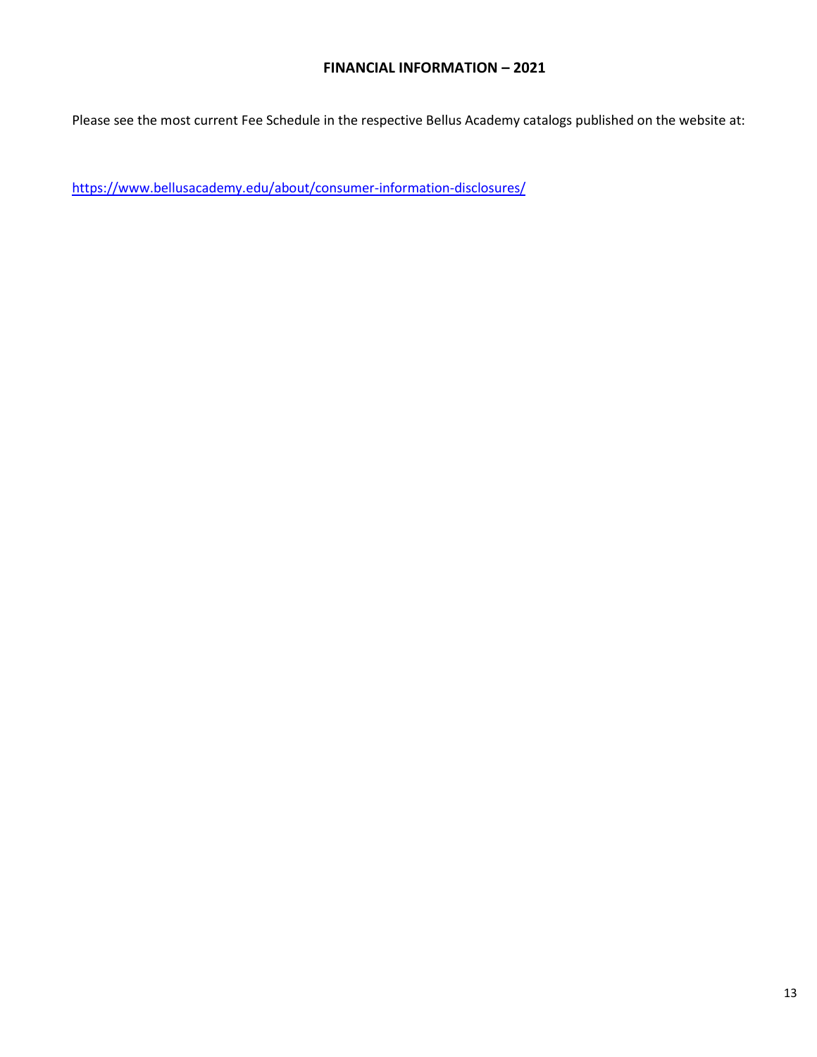# FINANCIAL INFORMATION – 2021

Please see the most current Fee Schedule in the respective Bellus Academy catalogs published on the website at:

https://www.bellusacademy.edu/about/consumer-information-disclosures/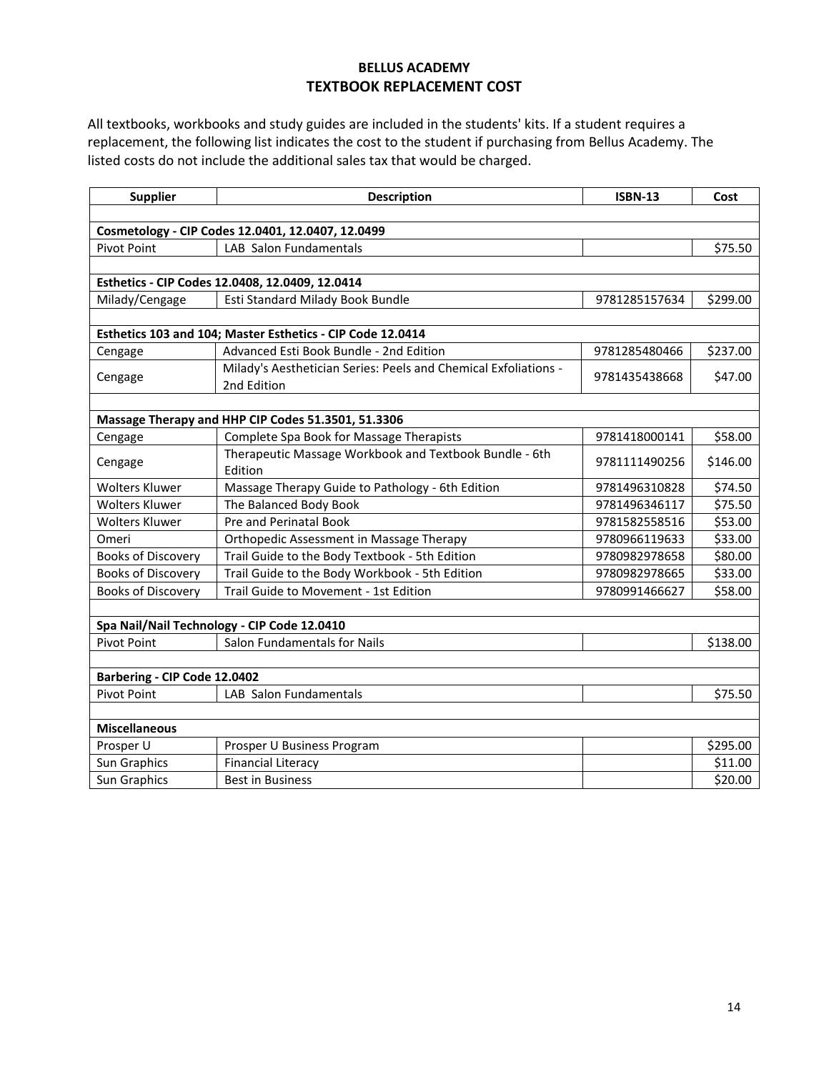## BELLUS ACADEMY
## TEXTBOOK REPLACEMENT COST

All textbooks, workbooks and study guides are included in the students' kits. If a student requires a replacement, the following list indicates the cost to the student if purchasing from Bellus Academy. The listed costs do not include the additional sales tax that would be charged.

| Supplier | Description | ISBN-13 | Cost |
|---|---|---|---|
| **Cosmetology - CIP Codes 12.0401, 12.0407, 12.0499** | | | |
| Pivot Point | LAB Salon Fundamentals | | $75.50 |
| **Esthetics - CIP Codes 12.0408, 12.0409, 12.0414** | | | |
| Milady/Cengage | Esti Standard Milady Book Bundle | 9781285157634 | $299.00 |
| **Esthetics 103 and 104; Master Esthetics - CIP Code 12.0414** | | | |
| Cengage | Advanced Esti Book Bundle - 2nd Edition | 9781285480466 | $237.00 |
| Cengage | Milady's Aesthetician Series: Peels and Chemical Exfoliations - 2nd Edition | 9781435438668 | $47.00 |
| **Massage Therapy and HHP CIP Codes 51.3501, 51.3306** | | | |
| Cengage | Complete Spa Book for Massage Therapists | 9781418000141 | $58.00 |
| Cengage | Therapeutic Massage Workbook and Textbook Bundle - 6th Edition | 9781111490256 | $146.00 |
| Wolters Kluwer | Massage Therapy Guide to Pathology - 6th Edition | 9781496310828 | $74.50 |
| Wolters Kluwer | The Balanced Body Book | 9781496346117 | $75.50 |
| Wolters Kluwer | Pre and Perinatal Book | 9781582558516 | $53.00 |
| Omeri | Orthopedic Assessment in Massage Therapy | 9780966119633 | $33.00 |
| Books of Discovery | Trail Guide to the Body Textbook - 5th Edition | 9780982978658 | $80.00 |
| Books of Discovery | Trail Guide to the Body Workbook - 5th Edition | 9780982978665 | $33.00 |
| Books of Discovery | Trail Guide to Movement - 1st Edition | 9780991466627 | $58.00 |
| **Spa Nail/Nail Technology - CIP Code 12.0410** | | | |
| Pivot Point | Salon Fundamentals for Nails | | $138.00 |
| **Barbering - CIP Code 12.0402** | | | |
| Pivot Point | LAB Salon Fundamentals | | $75.50 |
| **Miscellaneous** | | | |
| Prosper U | Prosper U Business Program | | $295.00 |
| Sun Graphics | Financial Literacy | | $11.00 |
| Sun Graphics | Best in Business | | $20.00 |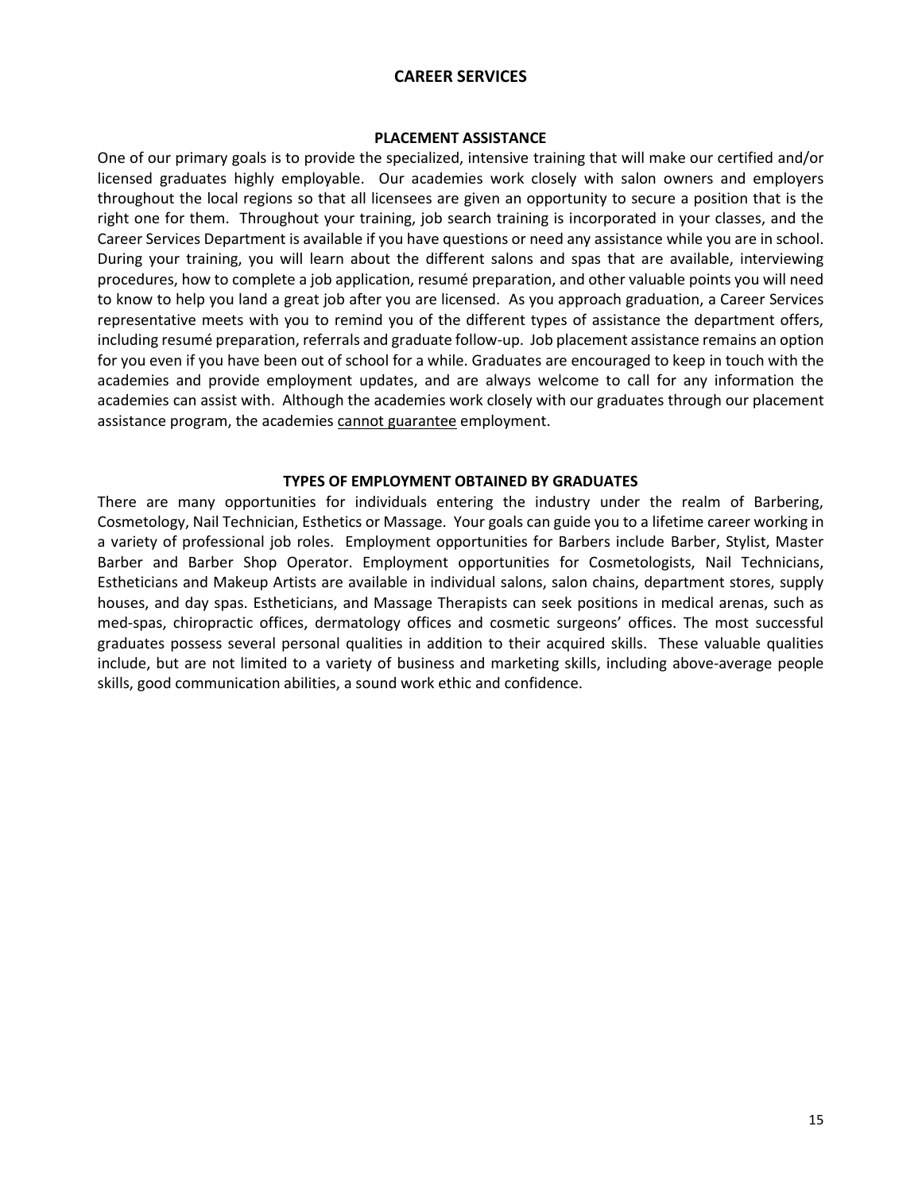# CAREER SERVICES

## PLACEMENT ASSISTANCE

One of our primary goals is to provide the specialized, intensive training that will make our certified and/or licensed graduates highly employable. Our academies work closely with salon owners and employers throughout the local regions so that all licensees are given an opportunity to secure a position that is the right one for them. Throughout your training, job search training is incorporated in your classes, and the Career Services Department is available if you have questions or need any assistance while you are in school. During your training, you will learn about the different salons and spas that are available, interviewing procedures, how to complete a job application, resumé preparation, and other valuable points you will need to know to help you land a great job after you are licensed. As you approach graduation, a Career Services representative meets with you to remind you of the different types of assistance the department offers, including resumé preparation, referrals and graduate follow-up. Job placement assistance remains an option for you even if you have been out of school for a while. Graduates are encouraged to keep in touch with the academies and provide employment updates, and are always welcome to call for any information the academies can assist with. Although the academies work closely with our graduates through our placement assistance program, the academies <u>cannot guarantee</u> employment.

## TYPES OF EMPLOYMENT OBTAINED BY GRADUATES

There are many opportunities for individuals entering the industry under the realm of Barbering, Cosmetology, Nail Technician, Esthetics or Massage. Your goals can guide you to a lifetime career working in a variety of professional job roles. Employment opportunities for Barbers include Barber, Stylist, Master Barber and Barber Shop Operator. Employment opportunities for Cosmetologists, Nail Technicians, Estheticians and Makeup Artists are available in individual salons, salon chains, department stores, supply houses, and day spas. Estheticians, and Massage Therapists can seek positions in medical arenas, such as med-spas, chiropractic offices, dermatology offices and cosmetic surgeons' offices. The most successful graduates possess several personal qualities in addition to their acquired skills. These valuable qualities include, but are not limited to a variety of business and marketing skills, including above-average people skills, good communication abilities, a sound work ethic and confidence.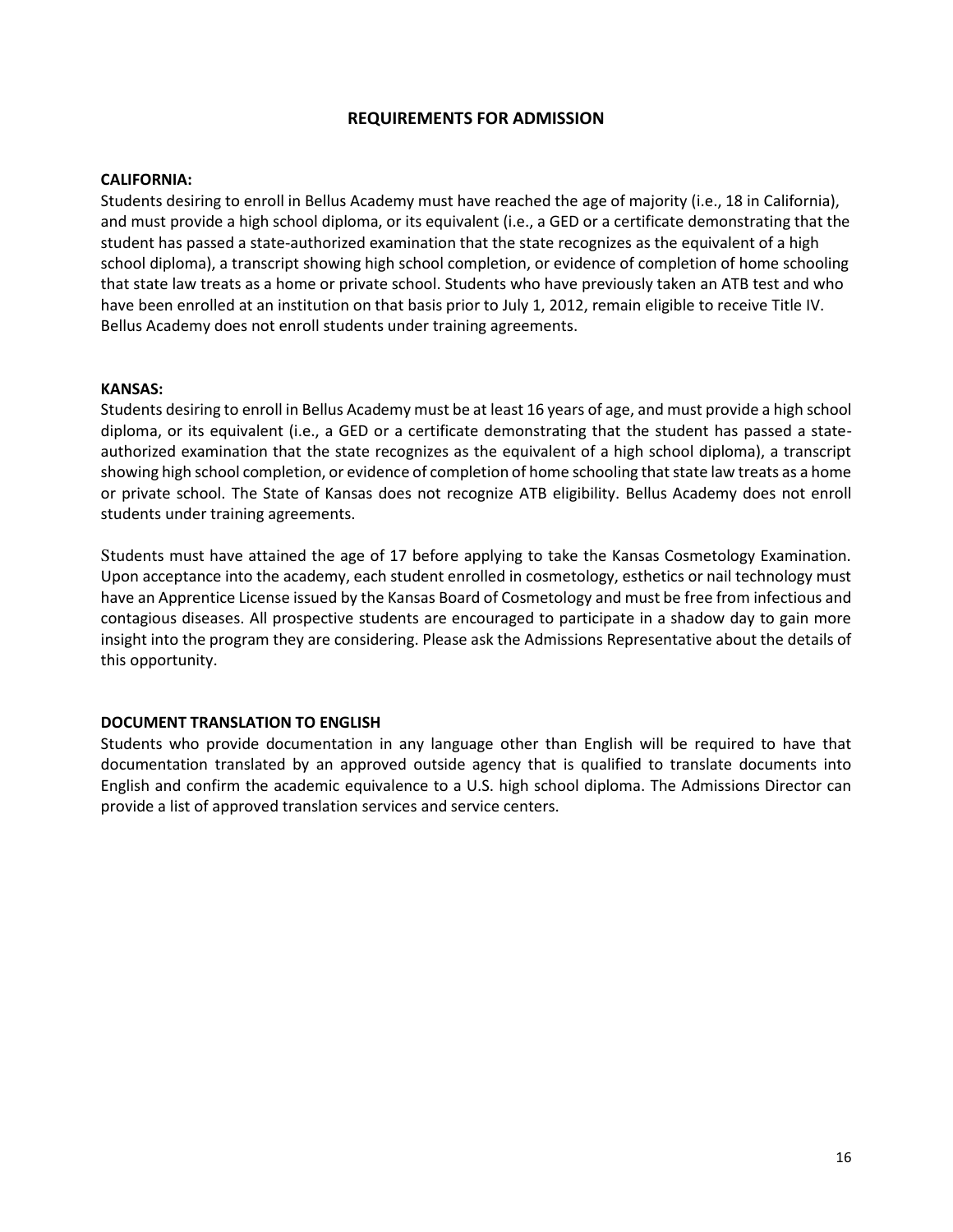## REQUIREMENTS FOR ADMISSION

**CALIFORNIA:**

Students desiring to enroll in Bellus Academy must have reached the age of majority (i.e., 18 in California), and must provide a high school diploma, or its equivalent (i.e., a GED or a certificate demonstrating that the student has passed a state-authorized examination that the state recognizes as the equivalent of a high school diploma), a transcript showing high school completion, or evidence of completion of home schooling that state law treats as a home or private school. Students who have previously taken an ATB test and who have been enrolled at an institution on that basis prior to July 1, 2012, remain eligible to receive Title IV. Bellus Academy does not enroll students under training agreements.

**KANSAS:**

Students desiring to enroll in Bellus Academy must be at least 16 years of age, and must provide a high school diploma, or its equivalent (i.e., a GED or a certificate demonstrating that the student has passed a state-authorized examination that the state recognizes as the equivalent of a high school diploma), a transcript showing high school completion, or evidence of completion of home schooling that state law treats as a home or private school. The State of Kansas does not recognize ATB eligibility. Bellus Academy does not enroll students under training agreements.

Students must have attained the age of 17 before applying to take the Kansas Cosmetology Examination. Upon acceptance into the academy, each student enrolled in cosmetology, esthetics or nail technology must have an Apprentice License issued by the Kansas Board of Cosmetology and must be free from infectious and contagious diseases. All prospective students are encouraged to participate in a shadow day to gain more insight into the program they are considering. Please ask the Admissions Representative about the details of this opportunity.

**DOCUMENT TRANSLATION TO ENGLISH**

Students who provide documentation in any language other than English will be required to have that documentation translated by an approved outside agency that is qualified to translate documents into English and confirm the academic equivalence to a U.S. high school diploma. The Admissions Director can provide a list of approved translation services and service centers.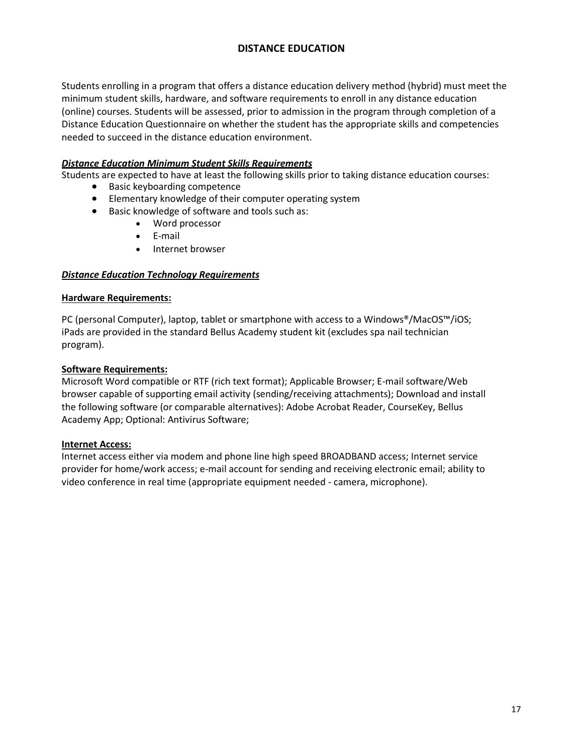# DISTANCE EDUCATION

Students enrolling in a program that offers a distance education delivery method (hybrid) must meet the minimum student skills, hardware, and software requirements to enroll in any distance education (online) courses. Students will be assessed, prior to admission in the program through completion of a Distance Education Questionnaire on whether the student has the appropriate skills and competencies needed to succeed in the distance education environment.

***Distance Education Minimum Student Skills Requirements***

Students are expected to have at least the following skills prior to taking distance education courses:

- Basic keyboarding competence
- Elementary knowledge of their computer operating system
- Basic knowledge of software and tools such as:
  - Word processor
  - E-mail
  - Internet browser

***Distance Education Technology Requirements***

**Hardware Requirements:**

PC (personal Computer), laptop, tablet or smartphone with access to a Windows®/MacOS™/iOS; iPads are provided in the standard Bellus Academy student kit (excludes spa nail technician program).

**Software Requirements:**

Microsoft Word compatible or RTF (rich text format); Applicable Browser; E-mail software/Web browser capable of supporting email activity (sending/receiving attachments); Download and install the following software (or comparable alternatives): Adobe Acrobat Reader, CourseKey, Bellus Academy App; Optional: Antivirus Software;

**Internet Access:**

Internet access either via modem and phone line high speed BROADBAND access; Internet service provider for home/work access; e-mail account for sending and receiving electronic email; ability to video conference in real time (appropriate equipment needed - camera, microphone).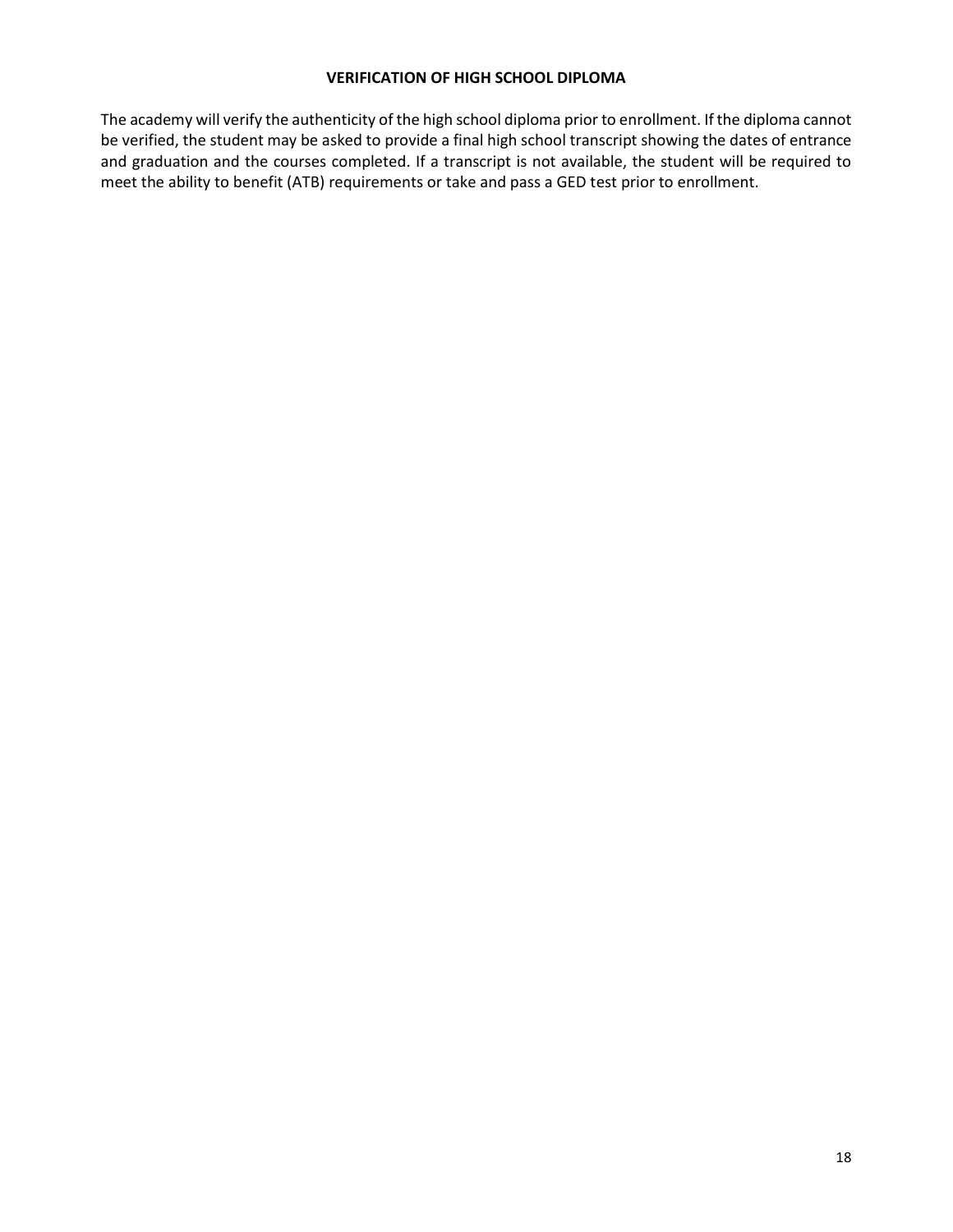## VERIFICATION OF HIGH SCHOOL DIPLOMA

The academy will verify the authenticity of the high school diploma prior to enrollment. If the diploma cannot be verified, the student may be asked to provide a final high school transcript showing the dates of entrance and graduation and the courses completed. If a transcript is not available, the student will be required to meet the ability to benefit (ATB) requirements or take and pass a GED test prior to enrollment.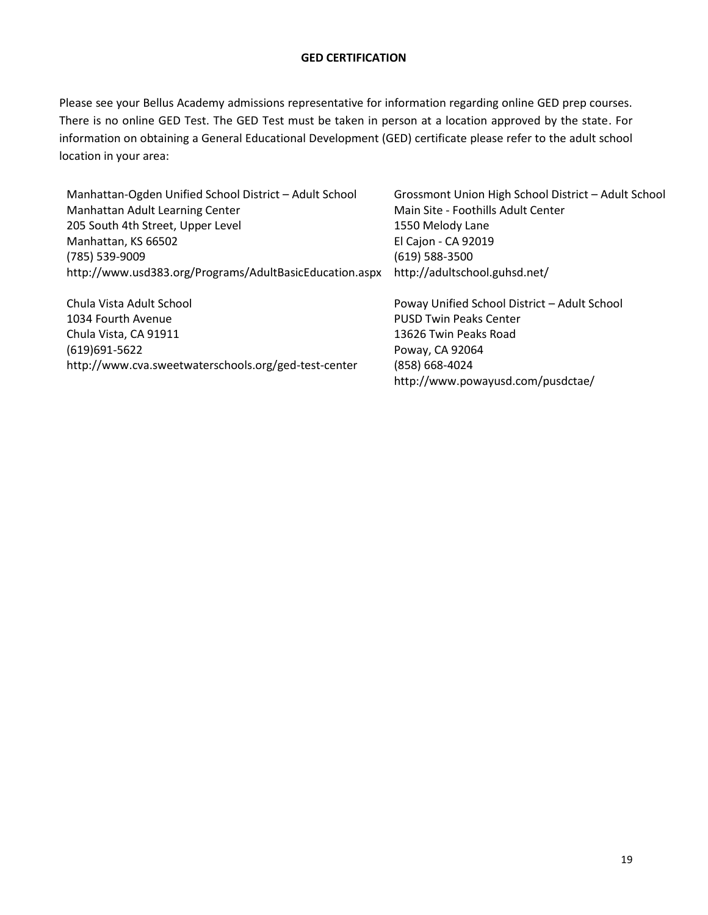## GED CERTIFICATION

Please see your Bellus Academy admissions representative for information regarding online GED prep courses. There is no online GED Test. The GED Test must be taken in person at a location approved by the state. For information on obtaining a General Educational Development (GED) certificate please refer to the adult school location in your area:

Manhattan-Ogden Unified School District – Adult School
Manhattan Adult Learning Center
205 South 4th Street, Upper Level
Manhattan, KS 66502
(785) 539-9009
http://www.usd383.org/Programs/AdultBasicEducation.aspx

Chula Vista Adult School
1034 Fourth Avenue
Chula Vista, CA 91911
(619)691-5622
http://www.cva.sweetwaterschools.org/ged-test-center

Grossmont Union High School District – Adult School
Main Site - Foothills Adult Center
1550 Melody Lane
El Cajon - CA 92019
(619) 588-3500
http://adultschool.guhsd.net/

Poway Unified School District – Adult School
PUSD Twin Peaks Center
13626 Twin Peaks Road
Poway, CA 92064
(858) 668-4024
http://www.powayusd.com/pusdctae/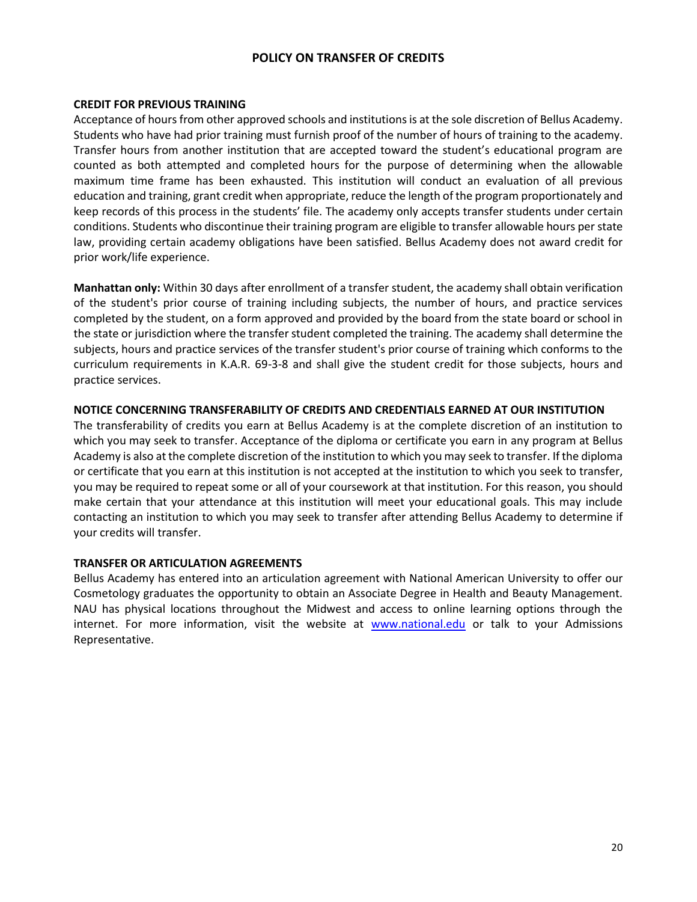# POLICY ON TRANSFER OF CREDITS

## CREDIT FOR PREVIOUS TRAINING

Acceptance of hours from other approved schools and institutions is at the sole discretion of Bellus Academy. Students who have had prior training must furnish proof of the number of hours of training to the academy. Transfer hours from another institution that are accepted toward the student's educational program are counted as both attempted and completed hours for the purpose of determining when the allowable maximum time frame has been exhausted. This institution will conduct an evaluation of all previous education and training, grant credit when appropriate, reduce the length of the program proportionately and keep records of this process in the students' file. The academy only accepts transfer students under certain conditions. Students who discontinue their training program are eligible to transfer allowable hours per state law, providing certain academy obligations have been satisfied. Bellus Academy does not award credit for prior work/life experience.

**Manhattan only:** Within 30 days after enrollment of a transfer student, the academy shall obtain verification of the student's prior course of training including subjects, the number of hours, and practice services completed by the student, on a form approved and provided by the board from the state board or school in the state or jurisdiction where the transfer student completed the training. The academy shall determine the subjects, hours and practice services of the transfer student's prior course of training which conforms to the curriculum requirements in K.A.R. 69-3-8 and shall give the student credit for those subjects, hours and practice services.

## NOTICE CONCERNING TRANSFERABILITY OF CREDITS AND CREDENTIALS EARNED AT OUR INSTITUTION

The transferability of credits you earn at Bellus Academy is at the complete discretion of an institution to which you may seek to transfer. Acceptance of the diploma or certificate you earn in any program at Bellus Academy is also at the complete discretion of the institution to which you may seek to transfer. If the diploma or certificate that you earn at this institution is not accepted at the institution to which you seek to transfer, you may be required to repeat some or all of your coursework at that institution. For this reason, you should make certain that your attendance at this institution will meet your educational goals. This may include contacting an institution to which you may seek to transfer after attending Bellus Academy to determine if your credits will transfer.

## TRANSFER OR ARTICULATION AGREEMENTS

Bellus Academy has entered into an articulation agreement with National American University to offer our Cosmetology graduates the opportunity to obtain an Associate Degree in Health and Beauty Management. NAU has physical locations throughout the Midwest and access to online learning options through the internet. For more information, visit the website at [www.national.edu](http://www.national.edu) or talk to your Admissions Representative.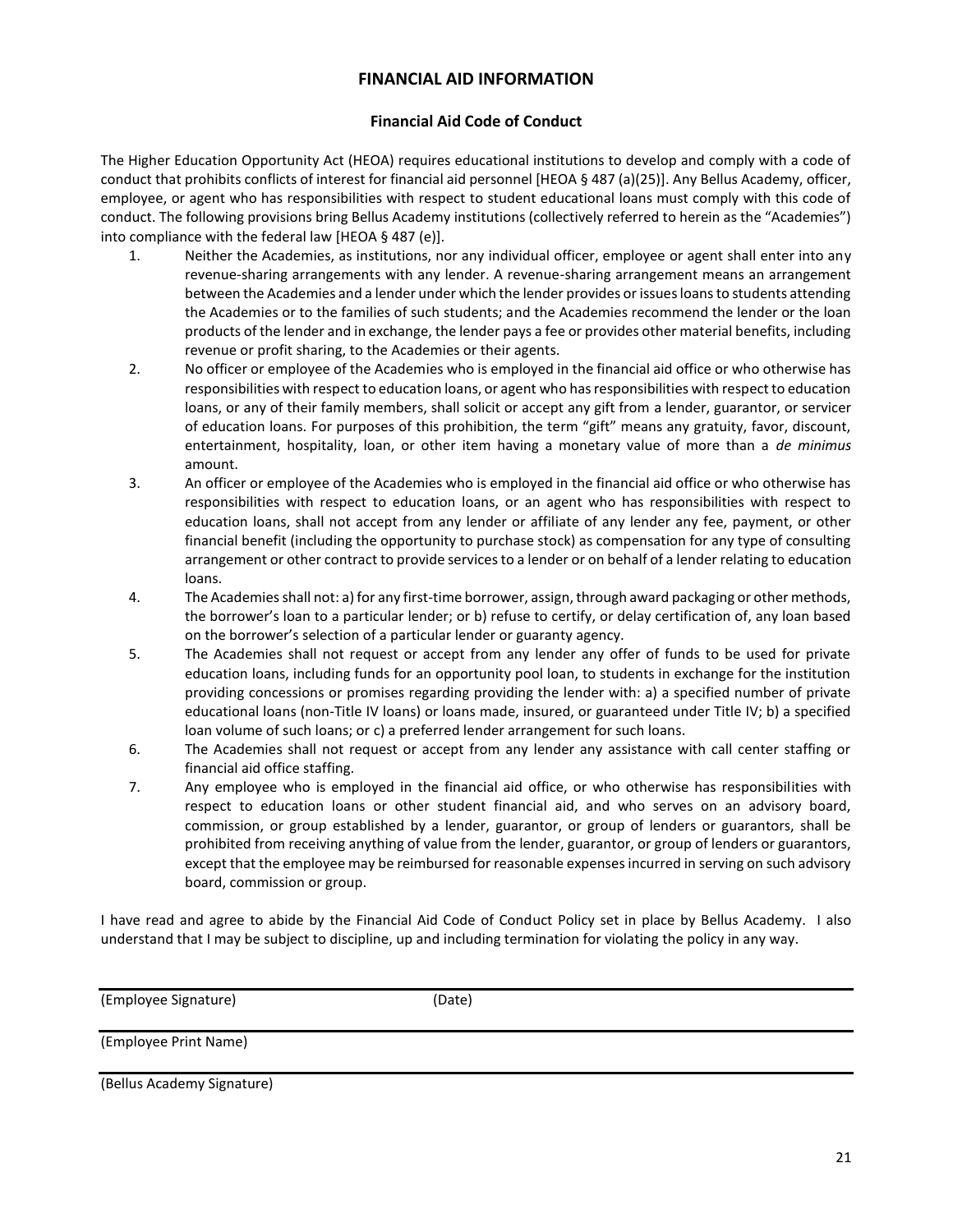## FINANCIAL AID INFORMATION

### Financial Aid Code of Conduct

The Higher Education Opportunity Act (HEOA) requires educational institutions to develop and comply with a code of conduct that prohibits conflicts of interest for financial aid personnel [HEOA § 487 (a)(25)]. Any Bellus Academy, officer, employee, or agent who has responsibilities with respect to student educational loans must comply with this code of conduct. The following provisions bring Bellus Academy institutions (collectively referred to herein as the "Academies") into compliance with the federal law [HEOA § 487 (e)].

1. Neither the Academies, as institutions, nor any individual officer, employee or agent shall enter into any revenue-sharing arrangements with any lender. A revenue-sharing arrangement means an arrangement between the Academies and a lender under which the lender provides or issues loans to students attending the Academies or to the families of such students; and the Academies recommend the lender or the loan products of the lender and in exchange, the lender pays a fee or provides other material benefits, including revenue or profit sharing, to the Academies or their agents.
2. No officer or employee of the Academies who is employed in the financial aid office or who otherwise has responsibilities with respect to education loans, or agent who has responsibilities with respect to education loans, or any of their family members, shall solicit or accept any gift from a lender, guarantor, or servicer of education loans. For purposes of this prohibition, the term "gift" means any gratuity, favor, discount, entertainment, hospitality, loan, or other item having a monetary value of more than a *de minimus* amount.
3. An officer or employee of the Academies who is employed in the financial aid office or who otherwise has responsibilities with respect to education loans, or an agent who has responsibilities with respect to education loans, shall not accept from any lender or affiliate of any lender any fee, payment, or other financial benefit (including the opportunity to purchase stock) as compensation for any type of consulting arrangement or other contract to provide services to a lender or on behalf of a lender relating to education loans.
4. The Academies shall not: a) for any first-time borrower, assign, through award packaging or other methods, the borrower's loan to a particular lender; or b) refuse to certify, or delay certification of, any loan based on the borrower's selection of a particular lender or guaranty agency.
5. The Academies shall not request or accept from any lender any offer of funds to be used for private education loans, including funds for an opportunity pool loan, to students in exchange for the institution providing concessions or promises regarding providing the lender with: a) a specified number of private educational loans (non-Title IV loans) or loans made, insured, or guaranteed under Title IV; b) a specified loan volume of such loans; or c) a preferred lender arrangement for such loans.
6. The Academies shall not request or accept from any lender any assistance with call center staffing or financial aid office staffing.
7. Any employee who is employed in the financial aid office, or who otherwise has responsibilities with respect to education loans or other student financial aid, and who serves on an advisory board, commission, or group established by a lender, guarantor, or group of lenders or guarantors, shall be prohibited from receiving anything of value from the lender, guarantor, or group of lenders or guarantors, except that the employee may be reimbursed for reasonable expenses incurred in serving on such advisory board, commission or group.

I have read and agree to abide by the Financial Aid Code of Conduct Policy set in place by Bellus Academy. I also understand that I may be subject to discipline, up and including termination for violating the policy in any way.

(Employee Signature) (Date)

(Employee Print Name)

(Bellus Academy Signature)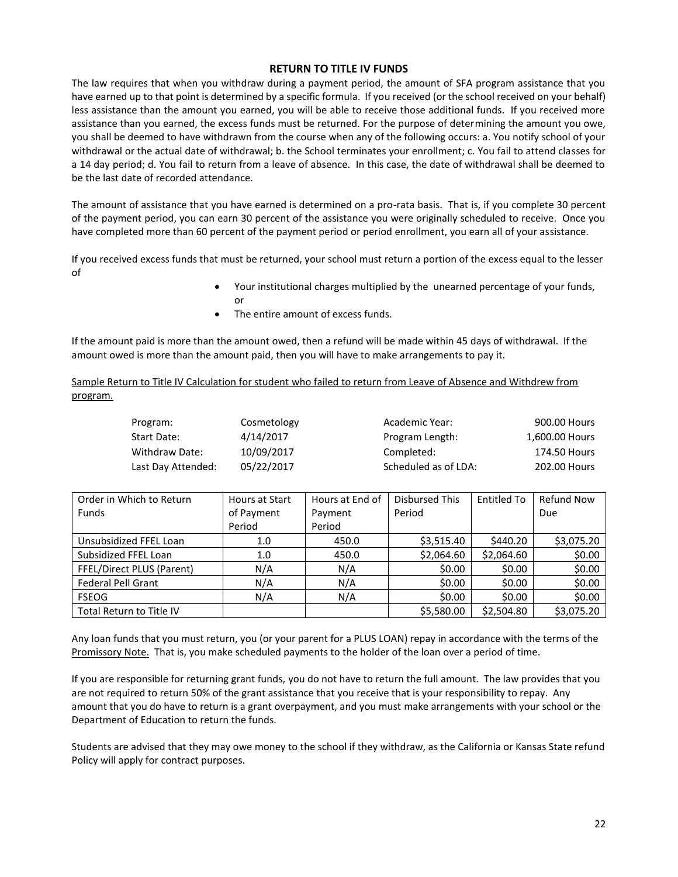## RETURN TO TITLE IV FUNDS

The law requires that when you withdraw during a payment period, the amount of SFA program assistance that you have earned up to that point is determined by a specific formula. If you received (or the school received on your behalf) less assistance than the amount you earned, you will be able to receive those additional funds. If you received more assistance than you earned, the excess funds must be returned. For the purpose of determining the amount you owe, you shall be deemed to have withdrawn from the course when any of the following occurs: a. You notify school of your withdrawal or the actual date of withdrawal; b. the School terminates your enrollment; c. You fail to attend classes for a 14 day period; d. You fail to return from a leave of absence. In this case, the date of withdrawal shall be deemed to be the last date of recorded attendance.

The amount of assistance that you have earned is determined on a pro-rata basis. That is, if you complete 30 percent of the payment period, you can earn 30 percent of the assistance you were originally scheduled to receive. Once you have completed more than 60 percent of the payment period or period enrollment, you earn all of your assistance.

If you received excess funds that must be returned, your school must return a portion of the excess equal to the lesser of

- Your institutional charges multiplied by the unearned percentage of your funds, or
- The entire amount of excess funds.

If the amount paid is more than the amount owed, then a refund will be made within 45 days of withdrawal. If the amount owed is more than the amount paid, then you will have to make arrangements to pay it.

<u>Sample Return to Title IV Calculation for student who failed to return from Leave of Absence and Withdrew from program.</u>

| | | | |
|---|---|---|---|
| Program: | Cosmetology | Academic Year: | 900.00 Hours |
| Start Date: | 4/14/2017 | Program Length: | 1,600.00 Hours |
| Withdraw Date: | 10/09/2017 | Completed: | 174.50 Hours |
| Last Day Attended: | 05/22/2017 | Scheduled as of LDA: | 202.00 Hours |

| Order in Which to Return Funds | Hours at Start of Payment Period | Hours at End of Payment Period | Disbursed This Period | Entitled To | Refund Now Due |
|---|---|---|---|---|---|
| Unsubsidized FFEL Loan | 1.0 | 450.0 | $3,515.40 | $440.20 | $3,075.20 |
| Subsidized FFEL Loan | 1.0 | 450.0 | $2,064.60 | $2,064.60 | $0.00 |
| FFEL/Direct PLUS (Parent) | N/A | N/A | $0.00 | $0.00 | $0.00 |
| Federal Pell Grant | N/A | N/A | $0.00 | $0.00 | $0.00 |
| FSEOG | N/A | N/A | $0.00 | $0.00 | $0.00 |
| Total Return to Title IV | | | $5,580.00 | $2,504.80 | $3,075.20 |

Any loan funds that you must return, you (or your parent for a PLUS LOAN) repay in accordance with the terms of the <u>Promissory Note.</u> That is, you make scheduled payments to the holder of the loan over a period of time.

If you are responsible for returning grant funds, you do not have to return the full amount. The law provides that you are not required to return 50% of the grant assistance that you receive that is your responsibility to repay. Any amount that you do have to return is a grant overpayment, and you must make arrangements with your school or the Department of Education to return the funds.

Students are advised that they may owe money to the school if they withdraw, as the California or Kansas State refund Policy will apply for contract purposes.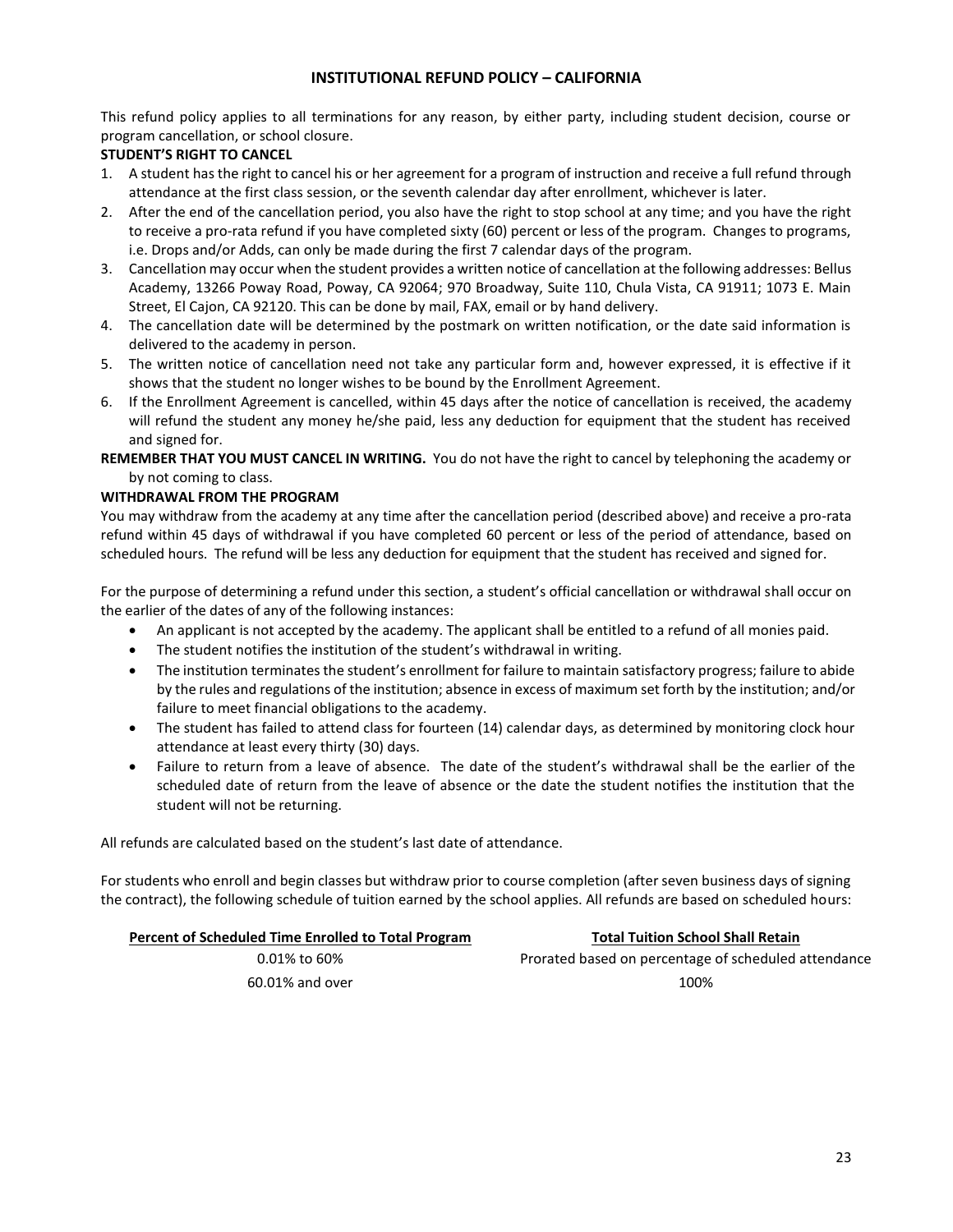## INSTITUTIONAL REFUND POLICY – CALIFORNIA

This refund policy applies to all terminations for any reason, by either party, including student decision, course or program cancellation, or school closure.

**STUDENT'S RIGHT TO CANCEL**

1. A student has the right to cancel his or her agreement for a program of instruction and receive a full refund through attendance at the first class session, or the seventh calendar day after enrollment, whichever is later.
2. After the end of the cancellation period, you also have the right to stop school at any time; and you have the right to receive a pro-rata refund if you have completed sixty (60) percent or less of the program. Changes to programs, i.e. Drops and/or Adds, can only be made during the first 7 calendar days of the program.
3. Cancellation may occur when the student provides a written notice of cancellation at the following addresses: Bellus Academy, 13266 Poway Road, Poway, CA 92064; 970 Broadway, Suite 110, Chula Vista, CA 91911; 1073 E. Main Street, El Cajon, CA 92120. This can be done by mail, FAX, email or by hand delivery.
4. The cancellation date will be determined by the postmark on written notification, or the date said information is delivered to the academy in person.
5. The written notice of cancellation need not take any particular form and, however expressed, it is effective if it shows that the student no longer wishes to be bound by the Enrollment Agreement.
6. If the Enrollment Agreement is cancelled, within 45 days after the notice of cancellation is received, the academy will refund the student any money he/she paid, less any deduction for equipment that the student has received and signed for.

**REMEMBER THAT YOU MUST CANCEL IN WRITING.** You do not have the right to cancel by telephoning the academy or by not coming to class.

**WITHDRAWAL FROM THE PROGRAM**

You may withdraw from the academy at any time after the cancellation period (described above) and receive a pro-rata refund within 45 days of withdrawal if you have completed 60 percent or less of the period of attendance, based on scheduled hours. The refund will be less any deduction for equipment that the student has received and signed for.

For the purpose of determining a refund under this section, a student's official cancellation or withdrawal shall occur on the earlier of the dates of any of the following instances:

- An applicant is not accepted by the academy. The applicant shall be entitled to a refund of all monies paid.
- The student notifies the institution of the student's withdrawal in writing.
- The institution terminates the student's enrollment for failure to maintain satisfactory progress; failure to abide by the rules and regulations of the institution; absence in excess of maximum set forth by the institution; and/or failure to meet financial obligations to the academy.
- The student has failed to attend class for fourteen (14) calendar days, as determined by monitoring clock hour attendance at least every thirty (30) days.
- Failure to return from a leave of absence. The date of the student's withdrawal shall be the earlier of the scheduled date of return from the leave of absence or the date the student notifies the institution that the student will not be returning.

All refunds are calculated based on the student's last date of attendance.

For students who enroll and begin classes but withdraw prior to course completion (after seven business days of signing the contract), the following schedule of tuition earned by the school applies. All refunds are based on scheduled hours:

| Percent of Scheduled Time Enrolled to Total Program | Total Tuition School Shall Retain |
|---|---|
| 0.01% to 60% | Prorated based on percentage of scheduled attendance |
| 60.01% and over | 100% |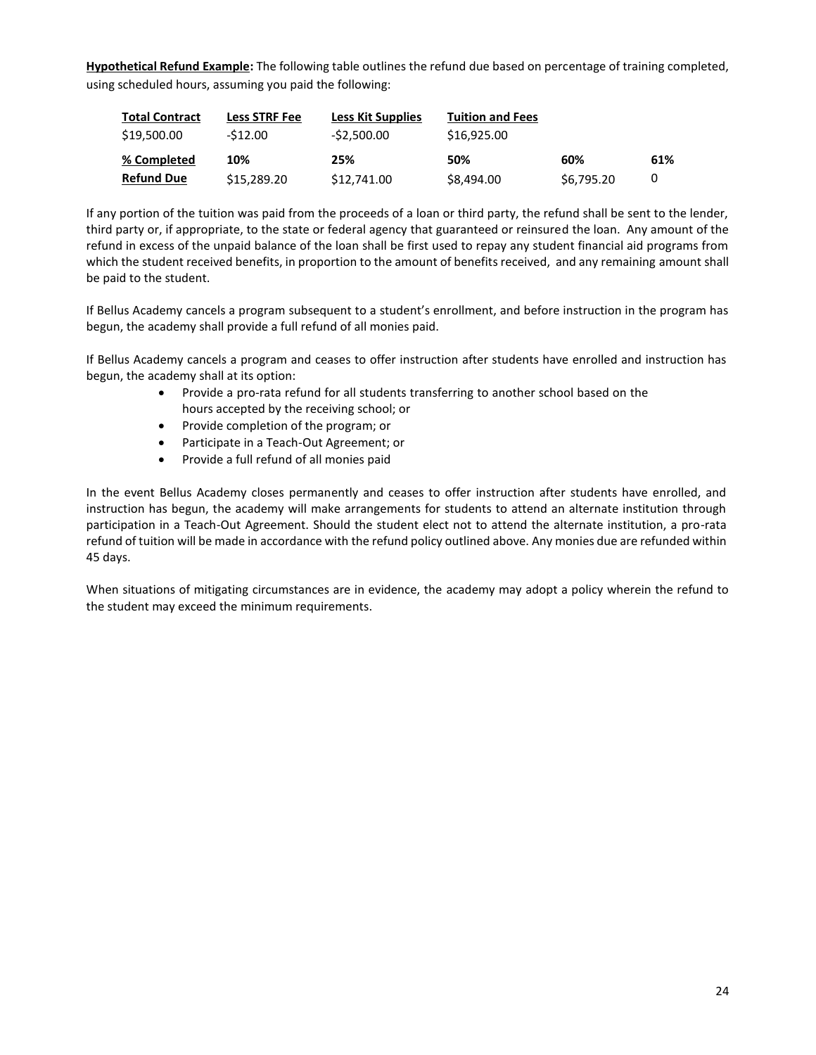**Hypothetical Refund Example:** The following table outlines the refund due based on percentage of training completed, using scheduled hours, assuming you paid the following:

| Total Contract | Less STRF Fee | Less Kit Supplies | Tuition and Fees | | |
|---|---|---|---|---|---|
| $19,500.00 | -$12.00 | -$2,500.00 | $16,925.00 | | |
| **% Completed** | **10%** | **25%** | **50%** | **60%** | **61%** |
| **Refund Due** | $15,289.20 | $12,741.00 | $8,494.00 | $6,795.20 | 0 |

If any portion of the tuition was paid from the proceeds of a loan or third party, the refund shall be sent to the lender, third party or, if appropriate, to the state or federal agency that guaranteed or reinsured the loan. Any amount of the refund in excess of the unpaid balance of the loan shall be first used to repay any student financial aid programs from which the student received benefits, in proportion to the amount of benefits received, and any remaining amount shall be paid to the student.

If Bellus Academy cancels a program subsequent to a student's enrollment, and before instruction in the program has begun, the academy shall provide a full refund of all monies paid.

If Bellus Academy cancels a program and ceases to offer instruction after students have enrolled and instruction has begun, the academy shall at its option:

- Provide a pro-rata refund for all students transferring to another school based on the hours accepted by the receiving school; or
- Provide completion of the program; or
- Participate in a Teach-Out Agreement; or
- Provide a full refund of all monies paid

In the event Bellus Academy closes permanently and ceases to offer instruction after students have enrolled, and instruction has begun, the academy will make arrangements for students to attend an alternate institution through participation in a Teach-Out Agreement. Should the student elect not to attend the alternate institution, a pro-rata refund of tuition will be made in accordance with the refund policy outlined above. Any monies due are refunded within 45 days.

When situations of mitigating circumstances are in evidence, the academy may adopt a policy wherein the refund to the student may exceed the minimum requirements.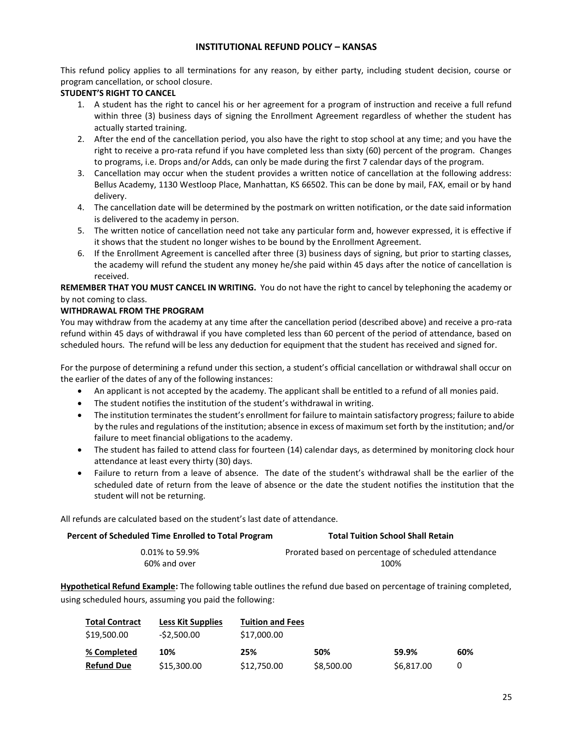## INSTITUTIONAL REFUND POLICY – KANSAS

This refund policy applies to all terminations for any reason, by either party, including student decision, course or program cancellation, or school closure.

**STUDENT'S RIGHT TO CANCEL**

1. A student has the right to cancel his or her agreement for a program of instruction and receive a full refund within three (3) business days of signing the Enrollment Agreement regardless of whether the student has actually started training.
2. After the end of the cancellation period, you also have the right to stop school at any time; and you have the right to receive a pro-rata refund if you have completed less than sixty (60) percent of the program. Changes to programs, i.e. Drops and/or Adds, can only be made during the first 7 calendar days of the program.
3. Cancellation may occur when the student provides a written notice of cancellation at the following address: Bellus Academy, 1130 Westloop Place, Manhattan, KS 66502. This can be done by mail, FAX, email or by hand delivery.
4. The cancellation date will be determined by the postmark on written notification, or the date said information is delivered to the academy in person.
5. The written notice of cancellation need not take any particular form and, however expressed, it is effective if it shows that the student no longer wishes to be bound by the Enrollment Agreement.
6. If the Enrollment Agreement is cancelled after three (3) business days of signing, but prior to starting classes, the academy will refund the student any money he/she paid within 45 days after the notice of cancellation is received.

**REMEMBER THAT YOU MUST CANCEL IN WRITING.** You do not have the right to cancel by telephoning the academy or by not coming to class.

**WITHDRAWAL FROM THE PROGRAM**

You may withdraw from the academy at any time after the cancellation period (described above) and receive a pro-rata refund within 45 days of withdrawal if you have completed less than 60 percent of the period of attendance, based on scheduled hours. The refund will be less any deduction for equipment that the student has received and signed for.

For the purpose of determining a refund under this section, a student's official cancellation or withdrawal shall occur on the earlier of the dates of any of the following instances:

- An applicant is not accepted by the academy. The applicant shall be entitled to a refund of all monies paid.
- The student notifies the institution of the student's withdrawal in writing.
- The institution terminates the student's enrollment for failure to maintain satisfactory progress; failure to abide by the rules and regulations of the institution; absence in excess of maximum set forth by the institution; and/or failure to meet financial obligations to the academy.
- The student has failed to attend class for fourteen (14) calendar days, as determined by monitoring clock hour attendance at least every thirty (30) days.
- Failure to return from a leave of absence. The date of the student's withdrawal shall be the earlier of the scheduled date of return from the leave of absence or the date the student notifies the institution that the student will not be returning.

All refunds are calculated based on the student's last date of attendance.

| Percent of Scheduled Time Enrolled to Total Program | Total Tuition School Shall Retain |
|---|---|
| 0.01% to 59.9% | Prorated based on percentage of scheduled attendance |
| 60% and over | 100% |

**Hypothetical Refund Example:** The following table outlines the refund due based on percentage of training completed, using scheduled hours, assuming you paid the following:

| Total Contract | Less Kit Supplies | Tuition and Fees | | | |
|---|---|---|---|---|---|
| $19,500.00 | -$2,500.00 | $17,000.00 | | | |
| **% Completed** | **10%** | **25%** | **50%** | **59.9%** | **60%** |
| **Refund Due** | $15,300.00 | $12,750.00 | $8,500.00 | $6,817.00 | 0 |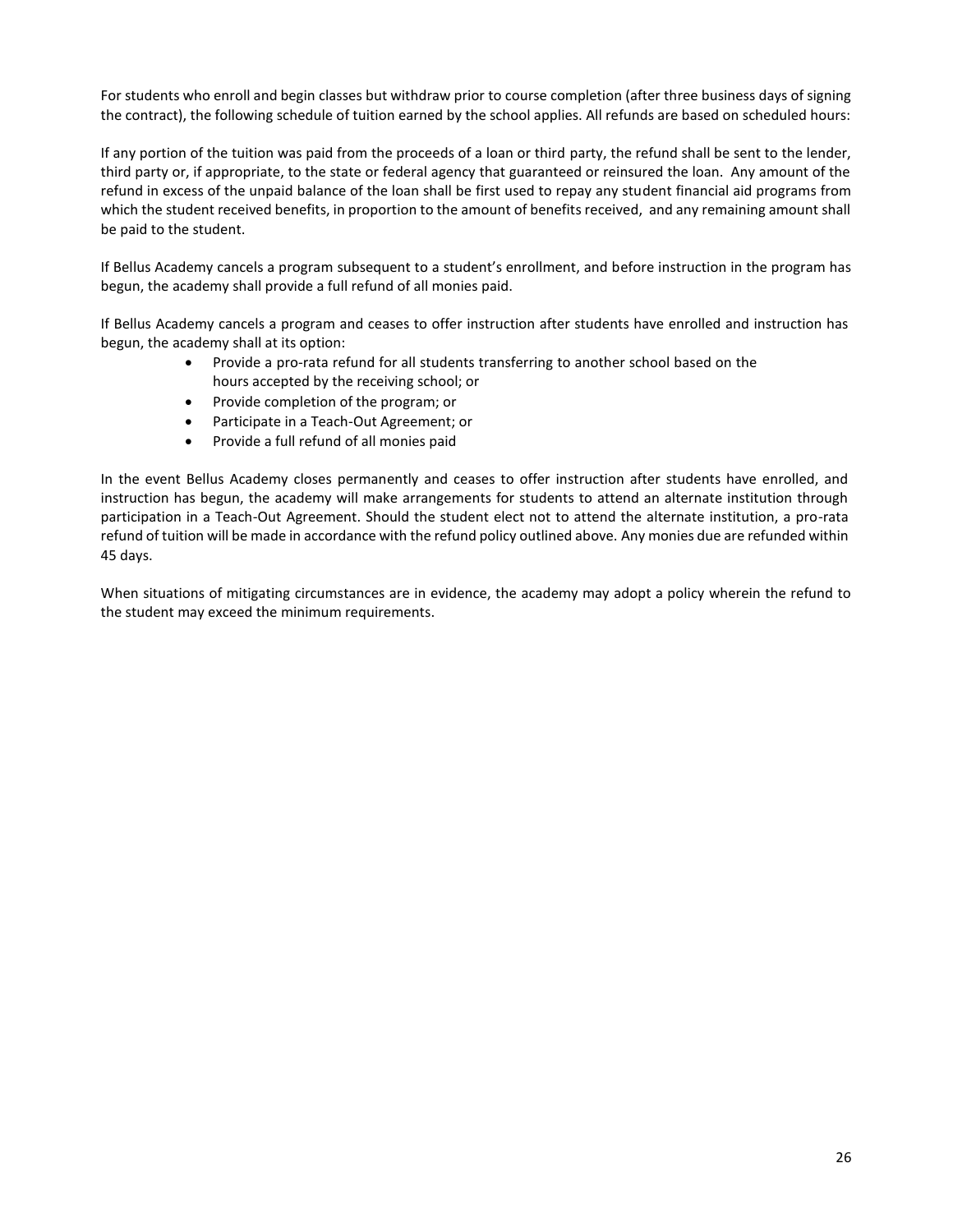For students who enroll and begin classes but withdraw prior to course completion (after three business days of signing the contract), the following schedule of tuition earned by the school applies. All refunds are based on scheduled hours:

If any portion of the tuition was paid from the proceeds of a loan or third party, the refund shall be sent to the lender, third party or, if appropriate, to the state or federal agency that guaranteed or reinsured the loan. Any amount of the refund in excess of the unpaid balance of the loan shall be first used to repay any student financial aid programs from which the student received benefits, in proportion to the amount of benefits received, and any remaining amount shall be paid to the student.

If Bellus Academy cancels a program subsequent to a student's enrollment, and before instruction in the program has begun, the academy shall provide a full refund of all monies paid.

If Bellus Academy cancels a program and ceases to offer instruction after students have enrolled and instruction has begun, the academy shall at its option:

- Provide a pro-rata refund for all students transferring to another school based on the hours accepted by the receiving school; or
- Provide completion of the program; or
- Participate in a Teach-Out Agreement; or
- Provide a full refund of all monies paid

In the event Bellus Academy closes permanently and ceases to offer instruction after students have enrolled, and instruction has begun, the academy will make arrangements for students to attend an alternate institution through participation in a Teach-Out Agreement. Should the student elect not to attend the alternate institution, a pro-rata refund of tuition will be made in accordance with the refund policy outlined above. Any monies due are refunded within 45 days.

When situations of mitigating circumstances are in evidence, the academy may adopt a policy wherein the refund to the student may exceed the minimum requirements.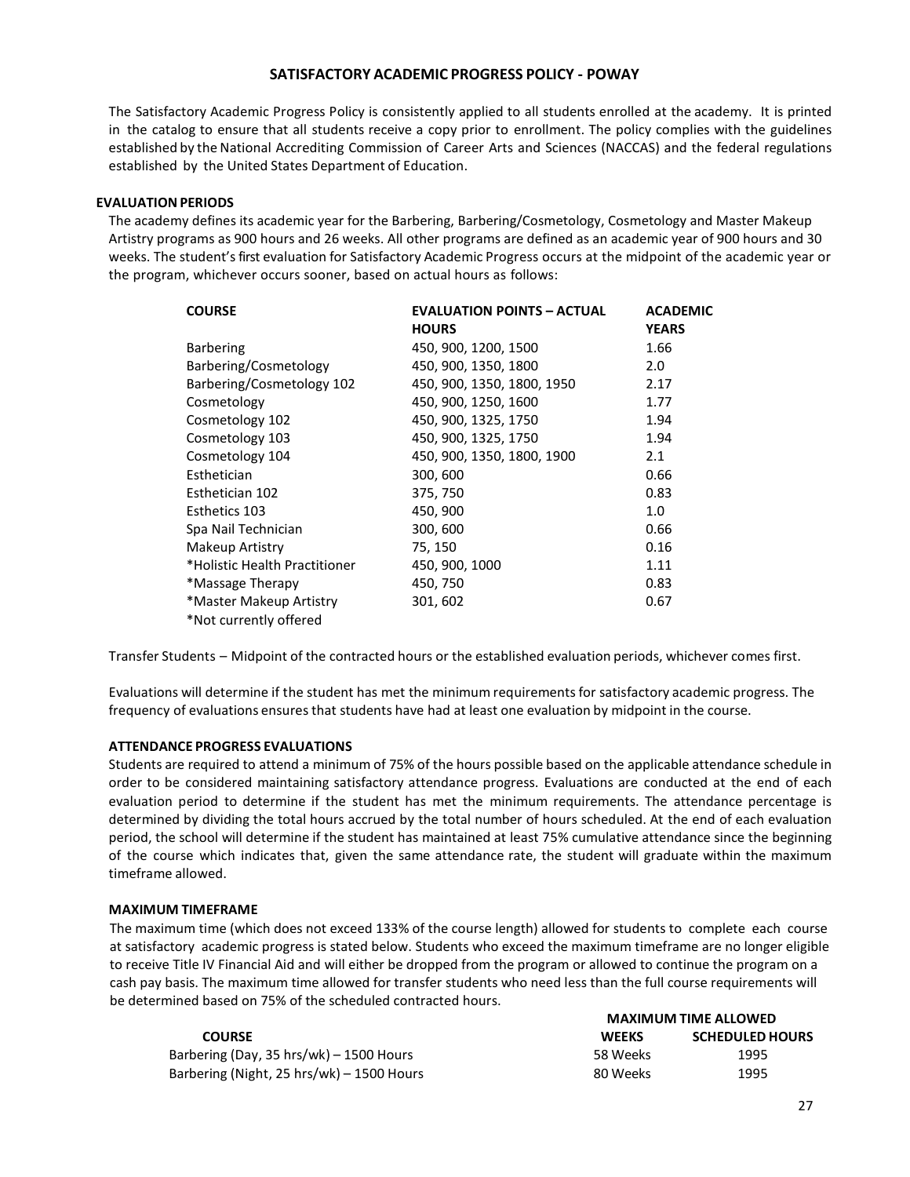# SATISFACTORY ACADEMIC PROGRESS POLICY - POWAY

The Satisfactory Academic Progress Policy is consistently applied to all students enrolled at the academy. It is printed in the catalog to ensure that all students receive a copy prior to enrollment. The policy complies with the guidelines established by the National Accrediting Commission of Career Arts and Sciences (NACCAS) and the federal regulations established by the United States Department of Education.

## EVALUATION PERIODS

The academy defines its academic year for the Barbering, Barbering/Cosmetology, Cosmetology and Master Makeup Artistry programs as 900 hours and 26 weeks. All other programs are defined as an academic year of 900 hours and 30 weeks. The student's first evaluation for Satisfactory Academic Progress occurs at the midpoint of the academic year or the program, whichever occurs sooner, based on actual hours as follows:

| COURSE | EVALUATION POINTS – ACTUAL HOURS | ACADEMIC YEARS |
|---|---|---|
| Barbering | 450, 900, 1200, 1500 | 1.66 |
| Barbering/Cosmetology | 450, 900, 1350, 1800 | 2.0 |
| Barbering/Cosmetology 102 | 450, 900, 1350, 1800, 1950 | 2.17 |
| Cosmetology | 450, 900, 1250, 1600 | 1.77 |
| Cosmetology 102 | 450, 900, 1325, 1750 | 1.94 |
| Cosmetology 103 | 450, 900, 1325, 1750 | 1.94 |
| Cosmetology 104 | 450, 900, 1350, 1800, 1900 | 2.1 |
| Esthetician | 300, 600 | 0.66 |
| Esthetician 102 | 375, 750 | 0.83 |
| Esthetics 103 | 450, 900 | 1.0 |
| Spa Nail Technician | 300, 600 | 0.66 |
| Makeup Artistry | 75, 150 | 0.16 |
| *Holistic Health Practitioner | 450, 900, 1000 | 1.11 |
| *Massage Therapy | 450, 750 | 0.83 |
| *Master Makeup Artistry | 301, 602 | 0.67 |

*Not currently offered

Transfer Students – Midpoint of the contracted hours or the established evaluation periods, whichever comes first.

Evaluations will determine if the student has met the minimum requirements for satisfactory academic progress. The frequency of evaluations ensures that students have had at least one evaluation by midpoint in the course.

## ATTENDANCE PROGRESS EVALUATIONS

Students are required to attend a minimum of 75% of the hours possible based on the applicable attendance schedule in order to be considered maintaining satisfactory attendance progress. Evaluations are conducted at the end of each evaluation period to determine if the student has met the minimum requirements. The attendance percentage is determined by dividing the total hours accrued by the total number of hours scheduled. At the end of each evaluation period, the school will determine if the student has maintained at least 75% cumulative attendance since the beginning of the course which indicates that, given the same attendance rate, the student will graduate within the maximum timeframe allowed.

## MAXIMUM TIMEFRAME

The maximum time (which does not exceed 133% of the course length) allowed for students to complete each course at satisfactory academic progress is stated below. Students who exceed the maximum timeframe are no longer eligible to receive Title IV Financial Aid and will either be dropped from the program or allowed to continue the program on a cash pay basis. The maximum time allowed for transfer students who need less than the full course requirements will be determined based on 75% of the scheduled contracted hours.

| | MAXIMUM TIME ALLOWED | |
|---|---|---|
| **COURSE** | **WEEKS** | **SCHEDULED HOURS** |
| Barbering (Day, 35 hrs/wk) – 1500 Hours | 58 Weeks | 1995 |
| Barbering (Night, 25 hrs/wk) – 1500 Hours | 80 Weeks | 1995 |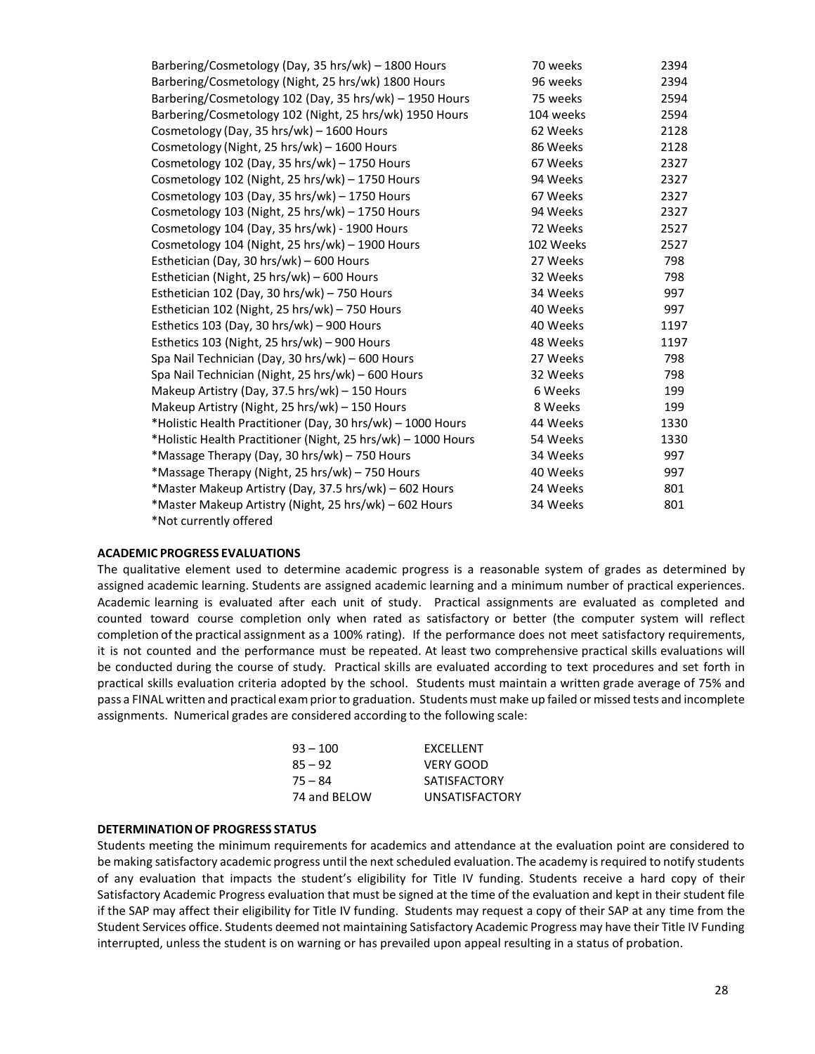| | | |
|---|---|---|
| Barbering/Cosmetology (Day, 35 hrs/wk) – 1800 Hours | 70 weeks | 2394 |
| Barbering/Cosmetology (Night, 25 hrs/wk) 1800 Hours | 96 weeks | 2394 |
| Barbering/Cosmetology 102 (Day, 35 hrs/wk) – 1950 Hours | 75 weeks | 2594 |
| Barbering/Cosmetology 102 (Night, 25 hrs/wk) 1950 Hours | 104 weeks | 2594 |
| Cosmetology (Day, 35 hrs/wk) – 1600 Hours | 62 Weeks | 2128 |
| Cosmetology (Night, 25 hrs/wk) – 1600 Hours | 86 Weeks | 2128 |
| Cosmetology 102 (Day, 35 hrs/wk) – 1750 Hours | 67 Weeks | 2327 |
| Cosmetology 102 (Night, 25 hrs/wk) – 1750 Hours | 94 Weeks | 2327 |
| Cosmetology 103 (Day, 35 hrs/wk) – 1750 Hours | 67 Weeks | 2327 |
| Cosmetology 103 (Night, 25 hrs/wk) – 1750 Hours | 94 Weeks | 2327 |
| Cosmetology 104 (Day, 35 hrs/wk) - 1900 Hours | 72 Weeks | 2527 |
| Cosmetology 104 (Night, 25 hrs/wk) – 1900 Hours | 102 Weeks | 2527 |
| Esthetician (Day, 30 hrs/wk) – 600 Hours | 27 Weeks | 798 |
| Esthetician (Night, 25 hrs/wk) – 600 Hours | 32 Weeks | 798 |
| Esthetician 102 (Day, 30 hrs/wk) – 750 Hours | 34 Weeks | 997 |
| Esthetician 102 (Night, 25 hrs/wk) – 750 Hours | 40 Weeks | 997 |
| Esthetics 103 (Day, 30 hrs/wk) – 900 Hours | 40 Weeks | 1197 |
| Esthetics 103 (Night, 25 hrs/wk) – 900 Hours | 48 Weeks | 1197 |
| Spa Nail Technician (Day, 30 hrs/wk) – 600 Hours | 27 Weeks | 798 |
| Spa Nail Technician (Night, 25 hrs/wk) – 600 Hours | 32 Weeks | 798 |
| Makeup Artistry (Day, 37.5 hrs/wk) – 150 Hours | 6 Weeks | 199 |
| Makeup Artistry (Night, 25 hrs/wk) – 150 Hours | 8 Weeks | 199 |
| *Holistic Health Practitioner (Day, 30 hrs/wk) – 1000 Hours | 44 Weeks | 1330 |
| *Holistic Health Practitioner (Night, 25 hrs/wk) – 1000 Hours | 54 Weeks | 1330 |
| *Massage Therapy (Day, 30 hrs/wk) – 750 Hours | 34 Weeks | 997 |
| *Massage Therapy (Night, 25 hrs/wk) – 750 Hours | 40 Weeks | 997 |
| *Master Makeup Artistry (Day, 37.5 hrs/wk) – 602 Hours | 24 Weeks | 801 |
| *Master Makeup Artistry (Night, 25 hrs/wk) – 602 Hours | 34 Weeks | 801 |

*Not currently offered

### ACADEMIC PROGRESS EVALUATIONS

The qualitative element used to determine academic progress is a reasonable system of grades as determined by assigned academic learning. Students are assigned academic learning and a minimum number of practical experiences. Academic learning is evaluated after each unit of study. Practical assignments are evaluated as completed and counted toward course completion only when rated as satisfactory or better (the computer system will reflect completion of the practical assignment as a 100% rating). If the performance does not meet satisfactory requirements, it is not counted and the performance must be repeated. At least two comprehensive practical skills evaluations will be conducted during the course of study. Practical skills are evaluated according to text procedures and set forth in practical skills evaluation criteria adopted by the school. Students must maintain a written grade average of 75% and pass a FINAL written and practical exam prior to graduation. Students must make up failed or missed tests and incomplete assignments. Numerical grades are considered according to the following scale:

| | |
|---|---|
| 93 – 100 | EXCELLENT |
| 85 – 92 | VERY GOOD |
| 75 – 84 | SATISFACTORY |
| 74 and BELOW | UNSATISFACTORY |

### DETERMINATION OF PROGRESS STATUS

Students meeting the minimum requirements for academics and attendance at the evaluation point are considered to be making satisfactory academic progress until the next scheduled evaluation. The academy is required to notify students of any evaluation that impacts the student's eligibility for Title IV funding. Students receive a hard copy of their Satisfactory Academic Progress evaluation that must be signed at the time of the evaluation and kept in their student file if the SAP may affect their eligibility for Title IV funding. Students may request a copy of their SAP at any time from the Student Services office. Students deemed not maintaining Satisfactory Academic Progress may have their Title IV Funding interrupted, unless the student is on warning or has prevailed upon appeal resulting in a status of probation.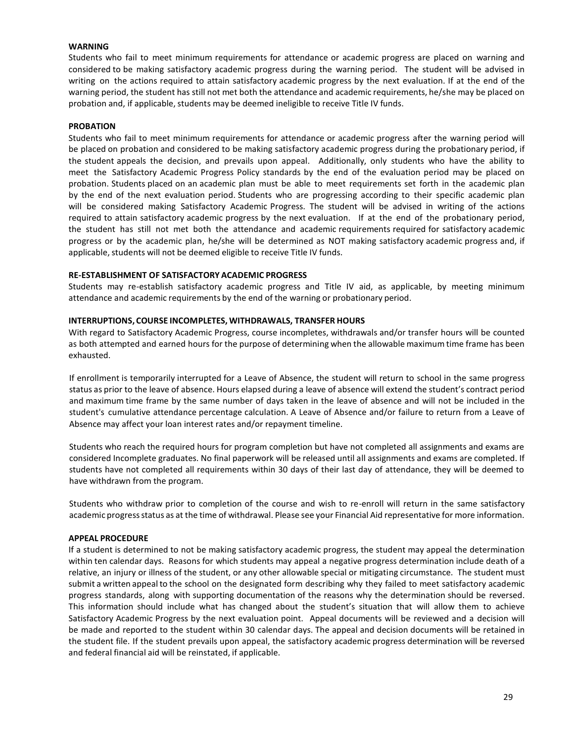**WARNING**

Students who fail to meet minimum requirements for attendance or academic progress are placed on warning and considered to be making satisfactory academic progress during the warning period. The student will be advised in writing on the actions required to attain satisfactory academic progress by the next evaluation. If at the end of the warning period, the student has still not met both the attendance and academic requirements, he/she may be placed on probation and, if applicable, students may be deemed ineligible to receive Title IV funds.

**PROBATION**

Students who fail to meet minimum requirements for attendance or academic progress after the warning period will be placed on probation and considered to be making satisfactory academic progress during the probationary period, if the student appeals the decision, and prevails upon appeal. Additionally, only students who have the ability to meet the Satisfactory Academic Progress Policy standards by the end of the evaluation period may be placed on probation. Students placed on an academic plan must be able to meet requirements set forth in the academic plan by the end of the next evaluation period. Students who are progressing according to their specific academic plan will be considered making Satisfactory Academic Progress. The student will be advised in writing of the actions required to attain satisfactory academic progress by the next evaluation. If at the end of the probationary period, the student has still not met both the attendance and academic requirements required for satisfactory academic progress or by the academic plan, he/she will be determined as NOT making satisfactory academic progress and, if applicable, students will not be deemed eligible to receive Title IV funds.

**RE-ESTABLISHMENT OF SATISFACTORY ACADEMIC PROGRESS**

Students may re-establish satisfactory academic progress and Title IV aid, as applicable, by meeting minimum attendance and academic requirements by the end of the warning or probationary period.

**INTERRUPTIONS, COURSE INCOMPLETES, WITHDRAWALS, TRANSFER HOURS**

With regard to Satisfactory Academic Progress, course incompletes, withdrawals and/or transfer hours will be counted as both attempted and earned hours for the purpose of determining when the allowable maximum time frame has been exhausted.

If enrollment is temporarily interrupted for a Leave of Absence, the student will return to school in the same progress status as prior to the leave of absence. Hours elapsed during a leave of absence will extend the student's contract period and maximum time frame by the same number of days taken in the leave of absence and will not be included in the student's cumulative attendance percentage calculation. A Leave of Absence and/or failure to return from a Leave of Absence may affect your loan interest rates and/or repayment timeline.

Students who reach the required hours for program completion but have not completed all assignments and exams are considered Incomplete graduates. No final paperwork will be released until all assignments and exams are completed. If students have not completed all requirements within 30 days of their last day of attendance, they will be deemed to have withdrawn from the program.

Students who withdraw prior to completion of the course and wish to re-enroll will return in the same satisfactory academic progress status as at the time of withdrawal. Please see your Financial Aid representative for more information.

**APPEAL PROCEDURE**

If a student is determined to not be making satisfactory academic progress, the student may appeal the determination within ten calendar days. Reasons for which students may appeal a negative progress determination include death of a relative, an injury or illness of the student, or any other allowable special or mitigating circumstance. The student must submit a written appeal to the school on the designated form describing why they failed to meet satisfactory academic progress standards, along with supporting documentation of the reasons why the determination should be reversed. This information should include what has changed about the student's situation that will allow them to achieve Satisfactory Academic Progress by the next evaluation point. Appeal documents will be reviewed and a decision will be made and reported to the student within 30 calendar days. The appeal and decision documents will be retained in the student file. If the student prevails upon appeal, the satisfactory academic progress determination will be reversed and federal financial aid will be reinstated, if applicable.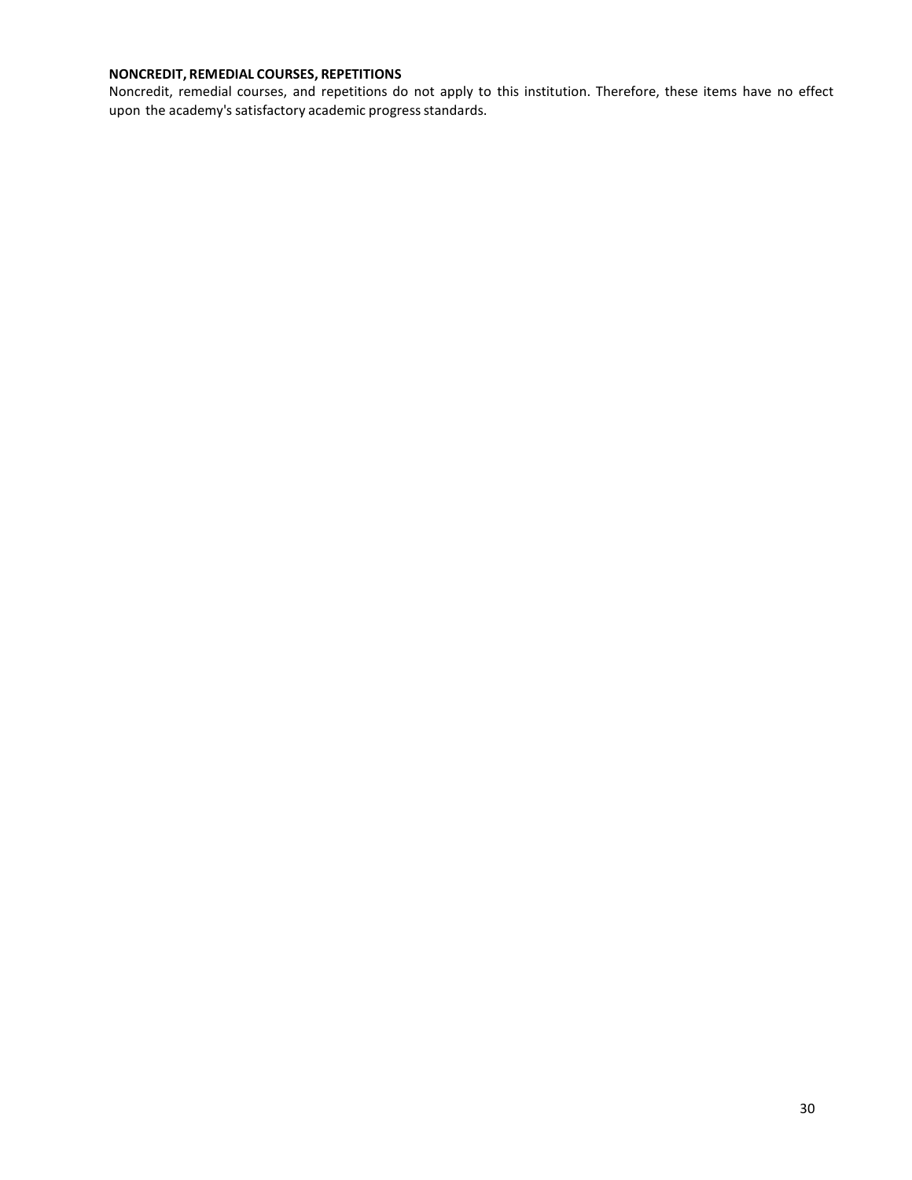**NONCREDIT, REMEDIAL COURSES, REPETITIONS**

Noncredit, remedial courses, and repetitions do not apply to this institution. Therefore, these items have no effect upon the academy's satisfactory academic progress standards.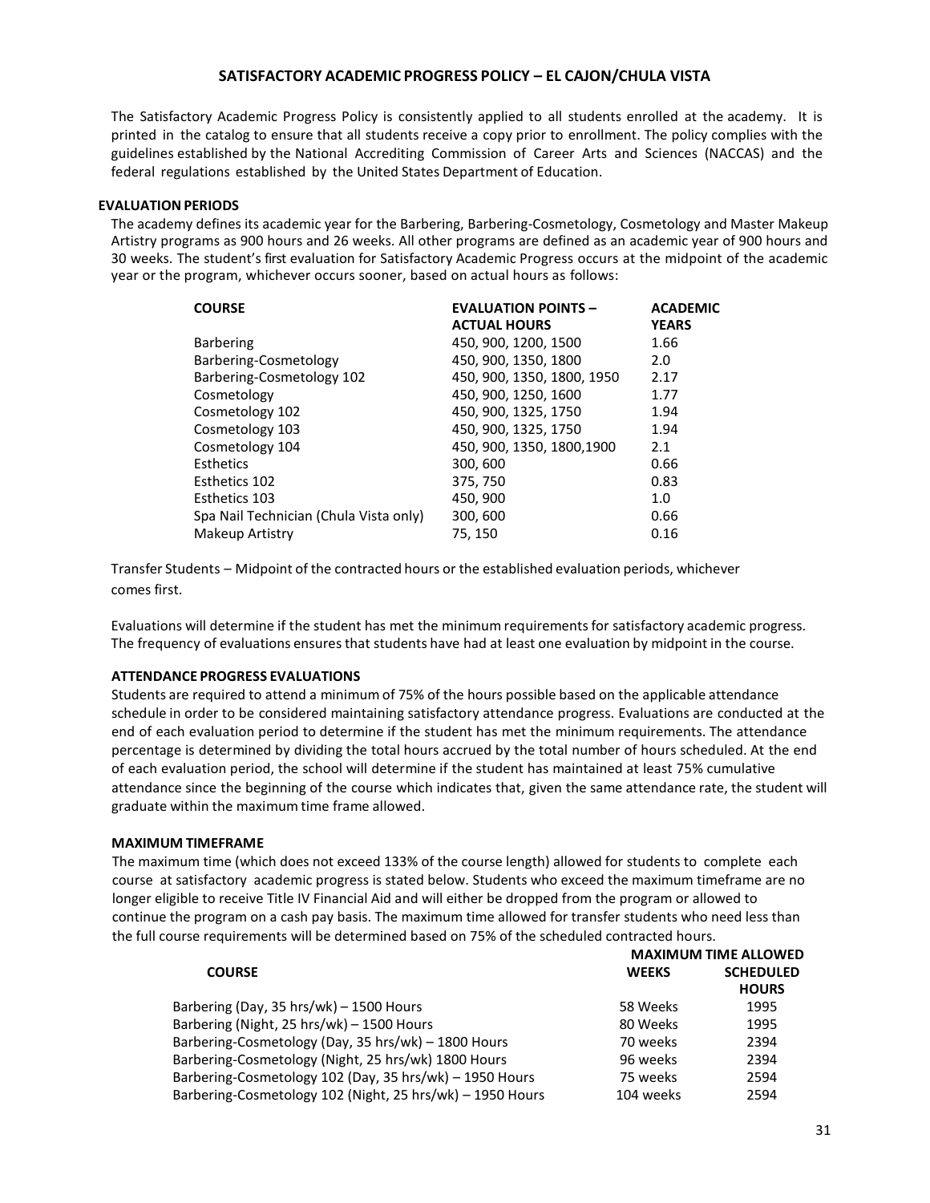## SATISFACTORY ACADEMIC PROGRESS POLICY – EL CAJON/CHULA VISTA

The Satisfactory Academic Progress Policy is consistently applied to all students enrolled at the academy. It is printed in the catalog to ensure that all students receive a copy prior to enrollment. The policy complies with the guidelines established by the National Accrediting Commission of Career Arts and Sciences (NACCAS) and the federal regulations established by the United States Department of Education.

### EVALUATION PERIODS

The academy defines its academic year for the Barbering, Barbering-Cosmetology, Cosmetology and Master Makeup Artistry programs as 900 hours and 26 weeks. All other programs are defined as an academic year of 900 hours and 30 weeks. The student's first evaluation for Satisfactory Academic Progress occurs at the midpoint of the academic year or the program, whichever occurs sooner, based on actual hours as follows:

| COURSE | EVALUATION POINTS – ACTUAL HOURS | ACADEMIC YEARS |
|---|---|---|
| Barbering | 450, 900, 1200, 1500 | 1.66 |
| Barbering-Cosmetology | 450, 900, 1350, 1800 | 2.0 |
| Barbering-Cosmetology 102 | 450, 900, 1350, 1800, 1950 | 2.17 |
| Cosmetology | 450, 900, 1250, 1600 | 1.77 |
| Cosmetology 102 | 450, 900, 1325, 1750 | 1.94 |
| Cosmetology 103 | 450, 900, 1325, 1750 | 1.94 |
| Cosmetology 104 | 450, 900, 1350, 1800,1900 | 2.1 |
| Esthetics | 300, 600 | 0.66 |
| Esthetics 102 | 375, 750 | 0.83 |
| Esthetics 103 | 450, 900 | 1.0 |
| Spa Nail Technician (Chula Vista only) | 300, 600 | 0.66 |
| Makeup Artistry | 75, 150 | 0.16 |

Transfer Students – Midpoint of the contracted hours or the established evaluation periods, whichever comes first.

Evaluations will determine if the student has met the minimum requirements for satisfactory academic progress. The frequency of evaluations ensures that students have had at least one evaluation by midpoint in the course.

### ATTENDANCE PROGRESS EVALUATIONS

Students are required to attend a minimum of 75% of the hours possible based on the applicable attendance schedule in order to be considered maintaining satisfactory attendance progress. Evaluations are conducted at the end of each evaluation period to determine if the student has met the minimum requirements. The attendance percentage is determined by dividing the total hours accrued by the total number of hours scheduled. At the end of each evaluation period, the school will determine if the student has maintained at least 75% cumulative attendance since the beginning of the course which indicates that, given the same attendance rate, the student will graduate within the maximum time frame allowed.

### MAXIMUM TIMEFRAME

The maximum time (which does not exceed 133% of the course length) allowed for students to complete each course at satisfactory academic progress is stated below. Students who exceed the maximum timeframe are no longer eligible to receive Title IV Financial Aid and will either be dropped from the program or allowed to continue the program on a cash pay basis. The maximum time allowed for transfer students who need less than the full course requirements will be determined based on 75% of the scheduled contracted hours.

| COURSE | MAXIMUM TIME ALLOWED | |
|---|---|---|
| | WEEKS | SCHEDULED HOURS |
| Barbering (Day, 35 hrs/wk) – 1500 Hours | 58 Weeks | 1995 |
| Barbering (Night, 25 hrs/wk) – 1500 Hours | 80 Weeks | 1995 |
| Barbering-Cosmetology (Day, 35 hrs/wk) – 1800 Hours | 70 weeks | 2394 |
| Barbering-Cosmetology (Night, 25 hrs/wk) 1800 Hours | 96 weeks | 2394 |
| Barbering-Cosmetology 102 (Day, 35 hrs/wk) – 1950 Hours | 75 weeks | 2594 |
| Barbering-Cosmetology 102 (Night, 25 hrs/wk) – 1950 Hours | 104 weeks | 2594 |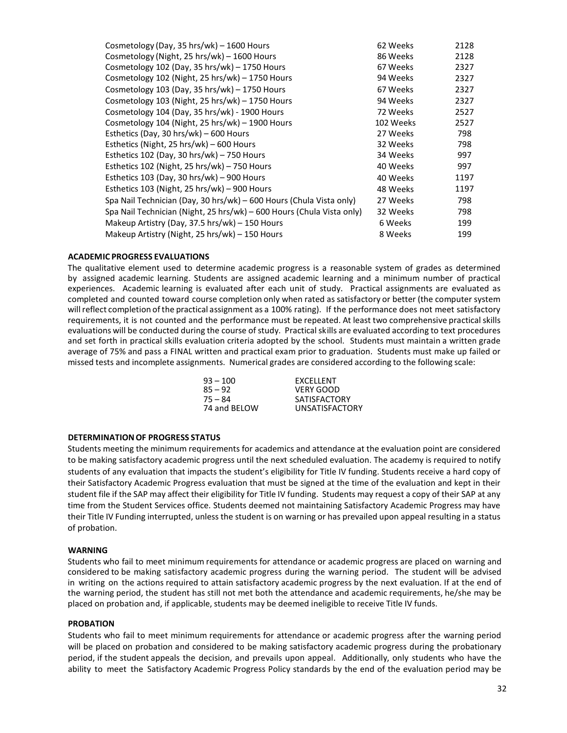| | | |
|---|---|---|
| Cosmetology (Day, 35 hrs/wk) – 1600 Hours | 62 Weeks | 2128 |
| Cosmetology (Night, 25 hrs/wk) – 1600 Hours | 86 Weeks | 2128 |
| Cosmetology 102 (Day, 35 hrs/wk) – 1750 Hours | 67 Weeks | 2327 |
| Cosmetology 102 (Night, 25 hrs/wk) – 1750 Hours | 94 Weeks | 2327 |
| Cosmetology 103 (Day, 35 hrs/wk) – 1750 Hours | 67 Weeks | 2327 |
| Cosmetology 103 (Night, 25 hrs/wk) – 1750 Hours | 94 Weeks | 2327 |
| Cosmetology 104 (Day, 35 hrs/wk) - 1900 Hours | 72 Weeks | 2527 |
| Cosmetology 104 (Night, 25 hrs/wk) – 1900 Hours | 102 Weeks | 2527 |
| Esthetics (Day, 30 hrs/wk) – 600 Hours | 27 Weeks | 798 |
| Esthetics (Night, 25 hrs/wk) – 600 Hours | 32 Weeks | 798 |
| Esthetics 102 (Day, 30 hrs/wk) – 750 Hours | 34 Weeks | 997 |
| Esthetics 102 (Night, 25 hrs/wk) – 750 Hours | 40 Weeks | 997 |
| Esthetics 103 (Day, 30 hrs/wk) – 900 Hours | 40 Weeks | 1197 |
| Esthetics 103 (Night, 25 hrs/wk) – 900 Hours | 48 Weeks | 1197 |
| Spa Nail Technician (Day, 30 hrs/wk) – 600 Hours (Chula Vista only) | 27 Weeks | 798 |
| Spa Nail Technician (Night, 25 hrs/wk) – 600 Hours (Chula Vista only) | 32 Weeks | 798 |
| Makeup Artistry (Day, 37.5 hrs/wk) – 150 Hours | 6 Weeks | 199 |
| Makeup Artistry (Night, 25 hrs/wk) – 150 Hours | 8 Weeks | 199 |

**ACADEMIC PROGRESS EVALUATIONS**

The qualitative element used to determine academic progress is a reasonable system of grades as determined by assigned academic learning. Students are assigned academic learning and a minimum number of practical experiences. Academic learning is evaluated after each unit of study. Practical assignments are evaluated as completed and counted toward course completion only when rated as satisfactory or better (the computer system will reflect completion of the practical assignment as a 100% rating). If the performance does not meet satisfactory requirements, it is not counted and the performance must be repeated. At least two comprehensive practical skills evaluations will be conducted during the course of study. Practical skills are evaluated according to text procedures and set forth in practical skills evaluation criteria adopted by the school. Students must maintain a written grade average of 75% and pass a FINAL written and practical exam prior to graduation. Students must make up failed or missed tests and incomplete assignments. Numerical grades are considered according to the following scale:

| | |
|---|---|
| 93 – 100 | EXCELLENT |
| 85 – 92 | VERY GOOD |
| 75 – 84 | SATISFACTORY |
| 74 and BELOW | UNSATISFACTORY |

**DETERMINATION OF PROGRESS STATUS**

Students meeting the minimum requirements for academics and attendance at the evaluation point are considered to be making satisfactory academic progress until the next scheduled evaluation. The academy is required to notify students of any evaluation that impacts the student's eligibility for Title IV funding. Students receive a hard copy of their Satisfactory Academic Progress evaluation that must be signed at the time of the evaluation and kept in their student file if the SAP may affect their eligibility for Title IV funding. Students may request a copy of their SAP at any time from the Student Services office. Students deemed not maintaining Satisfactory Academic Progress may have their Title IV Funding interrupted, unless the student is on warning or has prevailed upon appeal resulting in a status of probation.

**WARNING**

Students who fail to meet minimum requirements for attendance or academic progress are placed on warning and considered to be making satisfactory academic progress during the warning period. The student will be advised in writing on the actions required to attain satisfactory academic progress by the next evaluation. If at the end of the warning period, the student has still not met both the attendance and academic requirements, he/she may be placed on probation and, if applicable, students may be deemed ineligible to receive Title IV funds.

**PROBATION**

Students who fail to meet minimum requirements for attendance or academic progress after the warning period will be placed on probation and considered to be making satisfactory academic progress during the probationary period, if the student appeals the decision, and prevails upon appeal. Additionally, only students who have the ability to meet the Satisfactory Academic Progress Policy standards by the end of the evaluation period may be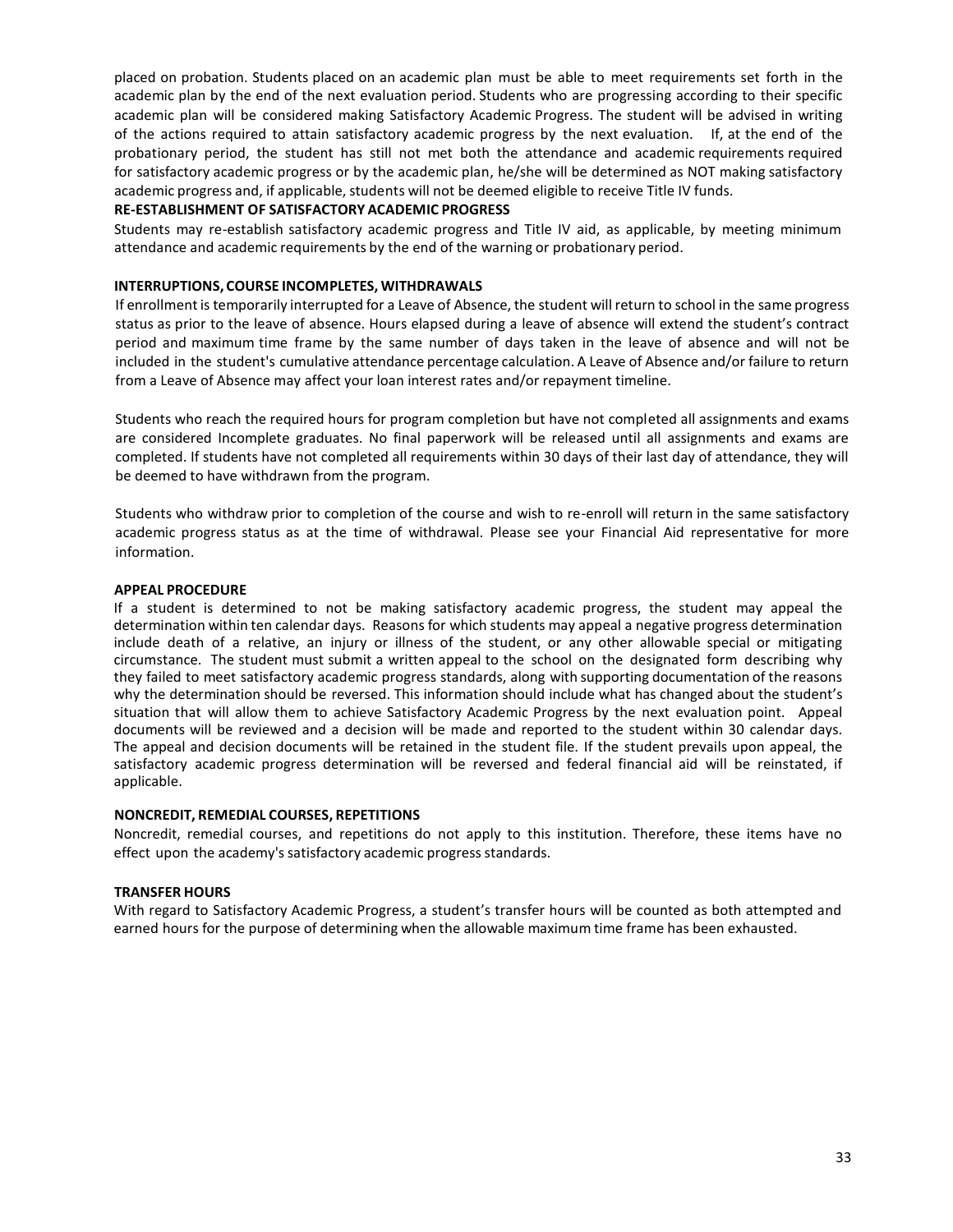placed on probation. Students placed on an academic plan must be able to meet requirements set forth in the academic plan by the end of the next evaluation period. Students who are progressing according to their specific academic plan will be considered making Satisfactory Academic Progress. The student will be advised in writing of the actions required to attain satisfactory academic progress by the next evaluation. If, at the end of the probationary period, the student has still not met both the attendance and academic requirements required for satisfactory academic progress or by the academic plan, he/she will be determined as NOT making satisfactory academic progress and, if applicable, students will not be deemed eligible to receive Title IV funds.

**RE-ESTABLISHMENT OF SATISFACTORY ACADEMIC PROGRESS**

Students may re-establish satisfactory academic progress and Title IV aid, as applicable, by meeting minimum attendance and academic requirements by the end of the warning or probationary period.

**INTERRUPTIONS, COURSE INCOMPLETES, WITHDRAWALS**

If enrollment is temporarily interrupted for a Leave of Absence, the student will return to school in the same progress status as prior to the leave of absence. Hours elapsed during a leave of absence will extend the student's contract period and maximum time frame by the same number of days taken in the leave of absence and will not be included in the student's cumulative attendance percentage calculation. A Leave of Absence and/or failure to return from a Leave of Absence may affect your loan interest rates and/or repayment timeline.

Students who reach the required hours for program completion but have not completed all assignments and exams are considered Incomplete graduates. No final paperwork will be released until all assignments and exams are completed. If students have not completed all requirements within 30 days of their last day of attendance, they will be deemed to have withdrawn from the program.

Students who withdraw prior to completion of the course and wish to re-enroll will return in the same satisfactory academic progress status as at the time of withdrawal. Please see your Financial Aid representative for more information.

**APPEAL PROCEDURE**

If a student is determined to not be making satisfactory academic progress, the student may appeal the determination within ten calendar days. Reasons for which students may appeal a negative progress determination include death of a relative, an injury or illness of the student, or any other allowable special or mitigating circumstance. The student must submit a written appeal to the school on the designated form describing why they failed to meet satisfactory academic progress standards, along with supporting documentation of the reasons why the determination should be reversed. This information should include what has changed about the student's situation that will allow them to achieve Satisfactory Academic Progress by the next evaluation point. Appeal documents will be reviewed and a decision will be made and reported to the student within 30 calendar days. The appeal and decision documents will be retained in the student file. If the student prevails upon appeal, the satisfactory academic progress determination will be reversed and federal financial aid will be reinstated, if applicable.

**NONCREDIT, REMEDIAL COURSES, REPETITIONS**

Noncredit, remedial courses, and repetitions do not apply to this institution. Therefore, these items have no effect upon the academy's satisfactory academic progress standards.

**TRANSFER HOURS**

With regard to Satisfactory Academic Progress, a student's transfer hours will be counted as both attempted and earned hours for the purpose of determining when the allowable maximum time frame has been exhausted.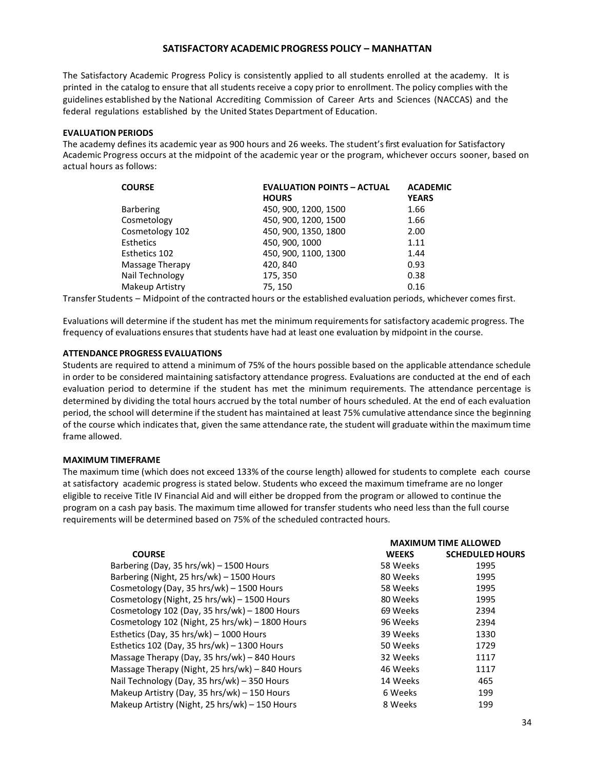# SATISFACTORY ACADEMIC PROGRESS POLICY – MANHATTAN

The Satisfactory Academic Progress Policy is consistently applied to all students enrolled at the academy. It is printed in the catalog to ensure that all students receive a copy prior to enrollment. The policy complies with the guidelines established by the National Accrediting Commission of Career Arts and Sciences (NACCAS) and the federal regulations established by the United States Department of Education.

**EVALUATION PERIODS**

The academy defines its academic year as 900 hours and 26 weeks. The student's first evaluation for Satisfactory Academic Progress occurs at the midpoint of the academic year or the program, whichever occurs sooner, based on actual hours as follows:

| COURSE | EVALUATION POINTS – ACTUAL HOURS | ACADEMIC YEARS |
|---|---|---|
| Barbering | 450, 900, 1200, 1500 | 1.66 |
| Cosmetology | 450, 900, 1200, 1500 | 1.66 |
| Cosmetology 102 | 450, 900, 1350, 1800 | 2.00 |
| Esthetics | 450, 900, 1000 | 1.11 |
| Esthetics 102 | 450, 900, 1100, 1300 | 1.44 |
| Massage Therapy | 420, 840 | 0.93 |
| Nail Technology | 175, 350 | 0.38 |
| Makeup Artistry | 75, 150 | 0.16 |

Transfer Students – Midpoint of the contracted hours or the established evaluation periods, whichever comes first.

Evaluations will determine if the student has met the minimum requirements for satisfactory academic progress. The frequency of evaluations ensures that students have had at least one evaluation by midpoint in the course.

**ATTENDANCE PROGRESS EVALUATIONS**

Students are required to attend a minimum of 75% of the hours possible based on the applicable attendance schedule in order to be considered maintaining satisfactory attendance progress. Evaluations are conducted at the end of each evaluation period to determine if the student has met the minimum requirements. The attendance percentage is determined by dividing the total hours accrued by the total number of hours scheduled. At the end of each evaluation period, the school will determine if the student has maintained at least 75% cumulative attendance since the beginning of the course which indicates that, given the same attendance rate, the student will graduate within the maximum time frame allowed.

**MAXIMUM TIMEFRAME**

The maximum time (which does not exceed 133% of the course length) allowed for students to complete each course at satisfactory academic progress is stated below. Students who exceed the maximum timeframe are no longer eligible to receive Title IV Financial Aid and will either be dropped from the program or allowed to continue the program on a cash pay basis. The maximum time allowed for transfer students who need less than the full course requirements will be determined based on 75% of the scheduled contracted hours.

| | MAXIMUM TIME ALLOWED | |
|---|---|---|
| COURSE | WEEKS | SCHEDULED HOURS |
| Barbering (Day, 35 hrs/wk) – 1500 Hours | 58 Weeks | 1995 |
| Barbering (Night, 25 hrs/wk) – 1500 Hours | 80 Weeks | 1995 |
| Cosmetology (Day, 35 hrs/wk) – 1500 Hours | 58 Weeks | 1995 |
| Cosmetology (Night, 25 hrs/wk) – 1500 Hours | 80 Weeks | 1995 |
| Cosmetology 102 (Day, 35 hrs/wk) – 1800 Hours | 69 Weeks | 2394 |
| Cosmetology 102 (Night, 25 hrs/wk) – 1800 Hours | 96 Weeks | 2394 |
| Esthetics (Day, 35 hrs/wk) – 1000 Hours | 39 Weeks | 1330 |
| Esthetics 102 (Day, 35 hrs/wk) – 1300 Hours | 50 Weeks | 1729 |
| Massage Therapy (Day, 35 hrs/wk) – 840 Hours | 32 Weeks | 1117 |
| Massage Therapy (Night, 25 hrs/wk) – 840 Hours | 46 Weeks | 1117 |
| Nail Technology (Day, 35 hrs/wk) – 350 Hours | 14 Weeks | 465 |
| Makeup Artistry (Day, 35 hrs/wk) – 150 Hours | 6 Weeks | 199 |
| Makeup Artistry (Night, 25 hrs/wk) – 150 Hours | 8 Weeks | 199 |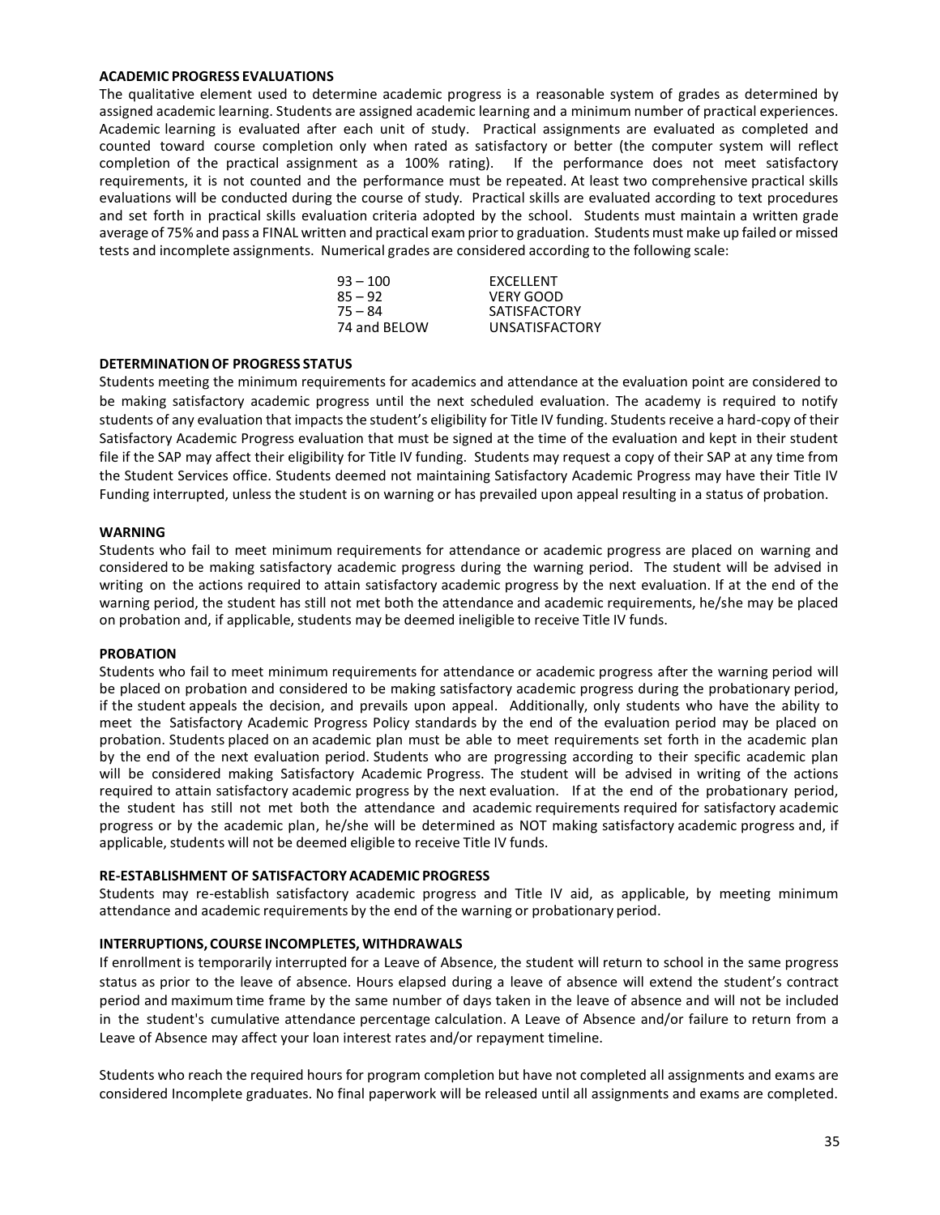**ACADEMIC PROGRESS EVALUATIONS**

The qualitative element used to determine academic progress is a reasonable system of grades as determined by assigned academic learning. Students are assigned academic learning and a minimum number of practical experiences. Academic learning is evaluated after each unit of study. Practical assignments are evaluated as completed and counted toward course completion only when rated as satisfactory or better (the computer system will reflect completion of the practical assignment as a 100% rating). If the performance does not meet satisfactory requirements, it is not counted and the performance must be repeated. At least two comprehensive practical skills evaluations will be conducted during the course of study. Practical skills are evaluated according to text procedures and set forth in practical skills evaluation criteria adopted by the school. Students must maintain a written grade average of 75% and pass a FINAL written and practical exam prior to graduation. Students must make up failed or missed tests and incomplete assignments. Numerical grades are considered according to the following scale:

| | |
|---|---|
| 93 – 100 | EXCELLENT |
| 85 – 92 | VERY GOOD |
| 75 – 84 | SATISFACTORY |
| 74 and BELOW | UNSATISFACTORY |

**DETERMINATION OF PROGRESS STATUS**

Students meeting the minimum requirements for academics and attendance at the evaluation point are considered to be making satisfactory academic progress until the next scheduled evaluation. The academy is required to notify students of any evaluation that impacts the student's eligibility for Title IV funding. Students receive a hard-copy of their Satisfactory Academic Progress evaluation that must be signed at the time of the evaluation and kept in their student file if the SAP may affect their eligibility for Title IV funding. Students may request a copy of their SAP at any time from the Student Services office. Students deemed not maintaining Satisfactory Academic Progress may have their Title IV Funding interrupted, unless the student is on warning or has prevailed upon appeal resulting in a status of probation.

**WARNING**

Students who fail to meet minimum requirements for attendance or academic progress are placed on warning and considered to be making satisfactory academic progress during the warning period. The student will be advised in writing on the actions required to attain satisfactory academic progress by the next evaluation. If at the end of the warning period, the student has still not met both the attendance and academic requirements, he/she may be placed on probation and, if applicable, students may be deemed ineligible to receive Title IV funds.

**PROBATION**

Students who fail to meet minimum requirements for attendance or academic progress after the warning period will be placed on probation and considered to be making satisfactory academic progress during the probationary period, if the student appeals the decision, and prevails upon appeal. Additionally, only students who have the ability to meet the Satisfactory Academic Progress Policy standards by the end of the evaluation period may be placed on probation. Students placed on an academic plan must be able to meet requirements set forth in the academic plan by the end of the next evaluation period. Students who are progressing according to their specific academic plan will be considered making Satisfactory Academic Progress. The student will be advised in writing of the actions required to attain satisfactory academic progress by the next evaluation. If at the end of the probationary period, the student has still not met both the attendance and academic requirements required for satisfactory academic progress or by the academic plan, he/she will be determined as NOT making satisfactory academic progress and, if applicable, students will not be deemed eligible to receive Title IV funds.

**RE-ESTABLISHMENT OF SATISFACTORY ACADEMIC PROGRESS**

Students may re-establish satisfactory academic progress and Title IV aid, as applicable, by meeting minimum attendance and academic requirements by the end of the warning or probationary period.

**INTERRUPTIONS, COURSE INCOMPLETES, WITHDRAWALS**

If enrollment is temporarily interrupted for a Leave of Absence, the student will return to school in the same progress status as prior to the leave of absence. Hours elapsed during a leave of absence will extend the student's contract period and maximum time frame by the same number of days taken in the leave of absence and will not be included in the student's cumulative attendance percentage calculation. A Leave of Absence and/or failure to return from a Leave of Absence may affect your loan interest rates and/or repayment timeline.

Students who reach the required hours for program completion but have not completed all assignments and exams are considered Incomplete graduates. No final paperwork will be released until all assignments and exams are completed.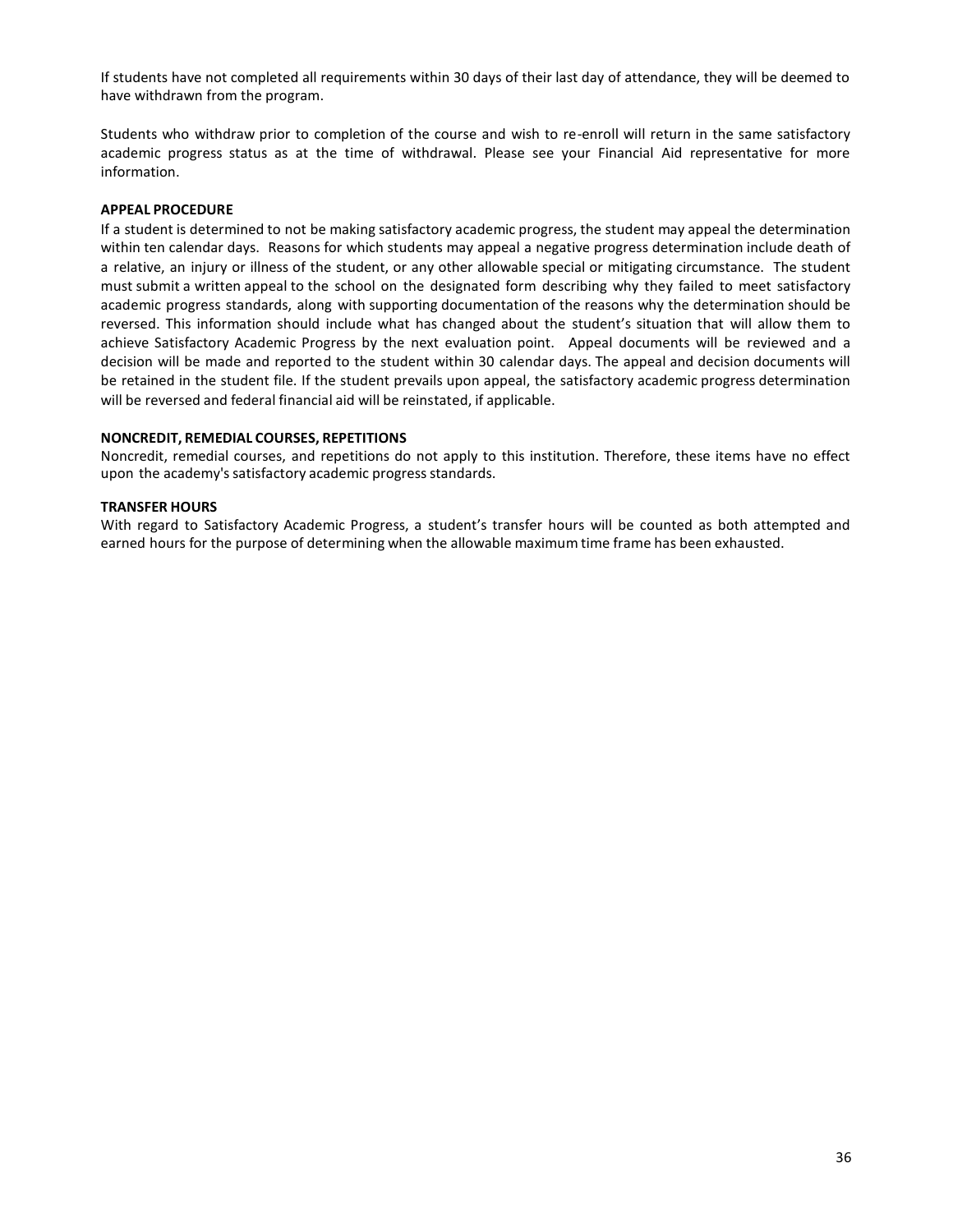If students have not completed all requirements within 30 days of their last day of attendance, they will be deemed to have withdrawn from the program.

Students who withdraw prior to completion of the course and wish to re-enroll will return in the same satisfactory academic progress status as at the time of withdrawal. Please see your Financial Aid representative for more information.

**APPEAL PROCEDURE**

If a student is determined to not be making satisfactory academic progress, the student may appeal the determination within ten calendar days. Reasons for which students may appeal a negative progress determination include death of a relative, an injury or illness of the student, or any other allowable special or mitigating circumstance. The student must submit a written appeal to the school on the designated form describing why they failed to meet satisfactory academic progress standards, along with supporting documentation of the reasons why the determination should be reversed. This information should include what has changed about the student's situation that will allow them to achieve Satisfactory Academic Progress by the next evaluation point. Appeal documents will be reviewed and a decision will be made and reported to the student within 30 calendar days. The appeal and decision documents will be retained in the student file. If the student prevails upon appeal, the satisfactory academic progress determination will be reversed and federal financial aid will be reinstated, if applicable.

**NONCREDIT, REMEDIAL COURSES, REPETITIONS**

Noncredit, remedial courses, and repetitions do not apply to this institution. Therefore, these items have no effect upon the academy's satisfactory academic progress standards.

**TRANSFER HOURS**

With regard to Satisfactory Academic Progress, a student's transfer hours will be counted as both attempted and earned hours for the purpose of determining when the allowable maximum time frame has been exhausted.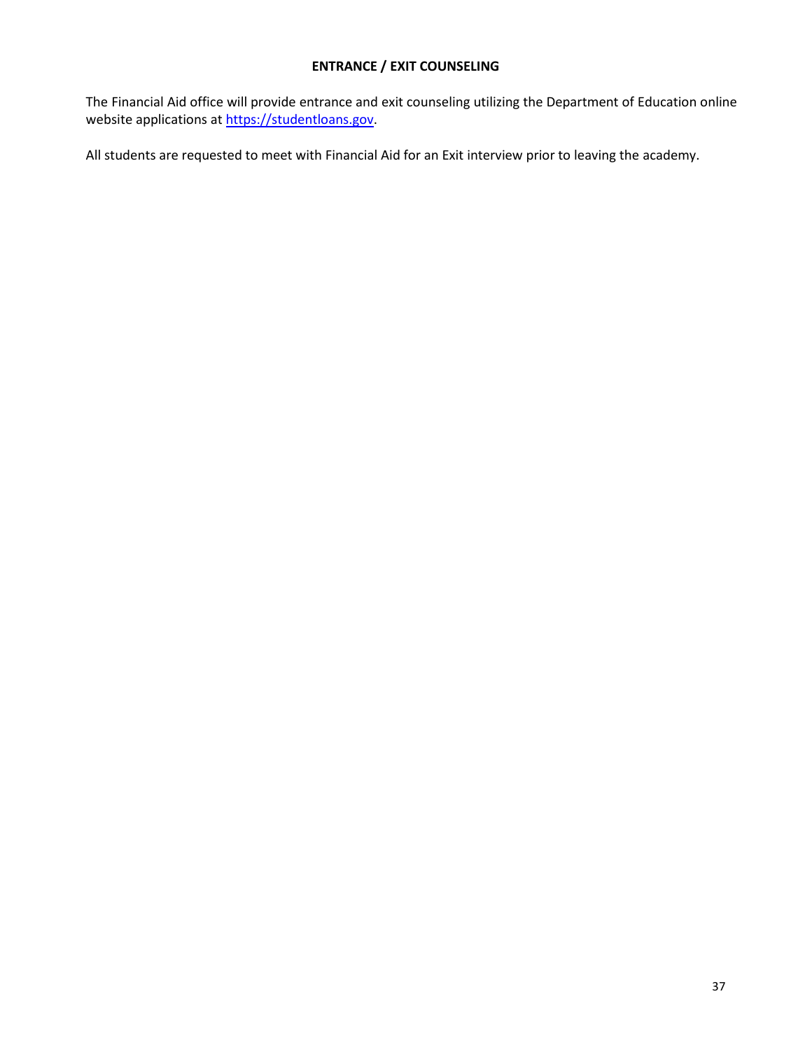## ENTRANCE / EXIT COUNSELING

The Financial Aid office will provide entrance and exit counseling utilizing the Department of Education online website applications at [https://studentloans.gov](https://studentloans.gov).

All students are requested to meet with Financial Aid for an Exit interview prior to leaving the academy.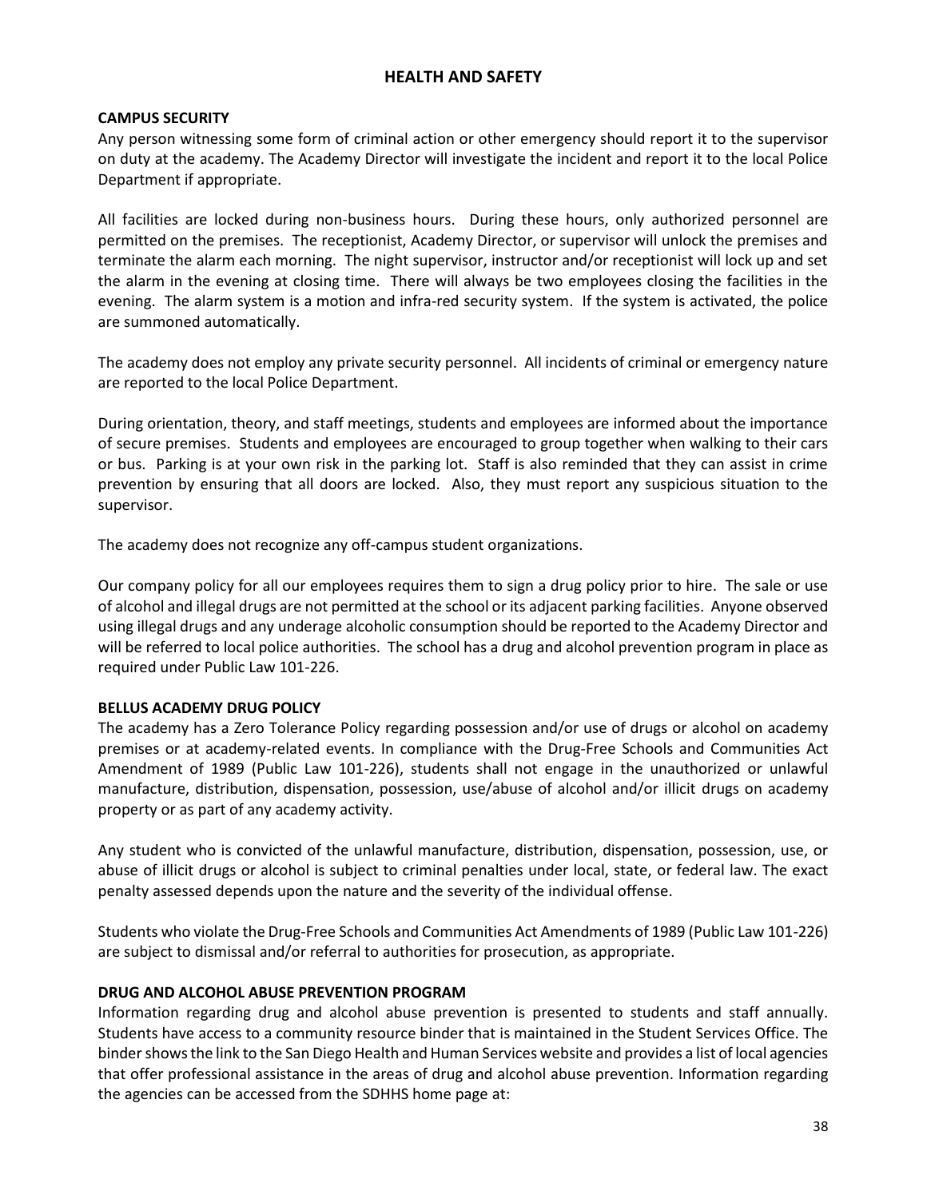# HEALTH AND SAFETY

## CAMPUS SECURITY

Any person witnessing some form of criminal action or other emergency should report it to the supervisor on duty at the academy. The Academy Director will investigate the incident and report it to the local Police Department if appropriate.

All facilities are locked during non-business hours. During these hours, only authorized personnel are permitted on the premises. The receptionist, Academy Director, or supervisor will unlock the premises and terminate the alarm each morning. The night supervisor, instructor and/or receptionist will lock up and set the alarm in the evening at closing time. There will always be two employees closing the facilities in the evening. The alarm system is a motion and infra-red security system. If the system is activated, the police are summoned automatically.

The academy does not employ any private security personnel. All incidents of criminal or emergency nature are reported to the local Police Department.

During orientation, theory, and staff meetings, students and employees are informed about the importance of secure premises. Students and employees are encouraged to group together when walking to their cars or bus. Parking is at your own risk in the parking lot. Staff is also reminded that they can assist in crime prevention by ensuring that all doors are locked. Also, they must report any suspicious situation to the supervisor.

The academy does not recognize any off-campus student organizations.

Our company policy for all our employees requires them to sign a drug policy prior to hire. The sale or use of alcohol and illegal drugs are not permitted at the school or its adjacent parking facilities. Anyone observed using illegal drugs and any underage alcoholic consumption should be reported to the Academy Director and will be referred to local police authorities. The school has a drug and alcohol prevention program in place as required under Public Law 101-226.

## BELLUS ACADEMY DRUG POLICY

The academy has a Zero Tolerance Policy regarding possession and/or use of drugs or alcohol on academy premises or at academy-related events. In compliance with the Drug-Free Schools and Communities Act Amendment of 1989 (Public Law 101-226), students shall not engage in the unauthorized or unlawful manufacture, distribution, dispensation, possession, use/abuse of alcohol and/or illicit drugs on academy property or as part of any academy activity.

Any student who is convicted of the unlawful manufacture, distribution, dispensation, possession, use, or abuse of illicit drugs or alcohol is subject to criminal penalties under local, state, or federal law. The exact penalty assessed depends upon the nature and the severity of the individual offense.

Students who violate the Drug-Free Schools and Communities Act Amendments of 1989 (Public Law 101-226) are subject to dismissal and/or referral to authorities for prosecution, as appropriate.

## DRUG AND ALCOHOL ABUSE PREVENTION PROGRAM

Information regarding drug and alcohol abuse prevention is presented to students and staff annually. Students have access to a community resource binder that is maintained in the Student Services Office. The binder shows the link to the San Diego Health and Human Services website and provides a list of local agencies that offer professional assistance in the areas of drug and alcohol abuse prevention. Information regarding the agencies can be accessed from the SDHHS home page at: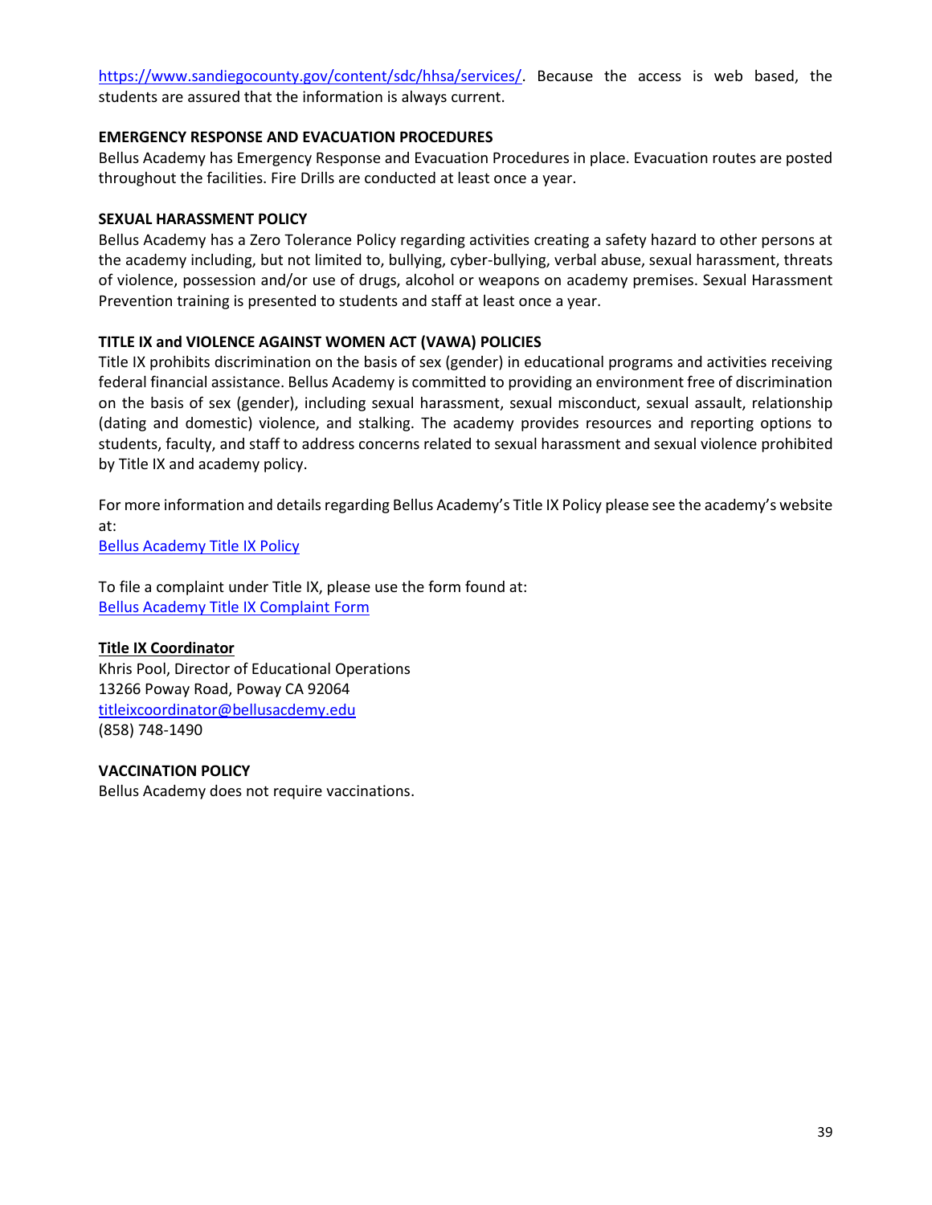https://www.sandiegocounty.gov/content/sdc/hhsa/services/. Because the access is web based, the students are assured that the information is always current.

**EMERGENCY RESPONSE AND EVACUATION PROCEDURES**

Bellus Academy has Emergency Response and Evacuation Procedures in place. Evacuation routes are posted throughout the facilities. Fire Drills are conducted at least once a year.

**SEXUAL HARASSMENT POLICY**

Bellus Academy has a Zero Tolerance Policy regarding activities creating a safety hazard to other persons at the academy including, but not limited to, bullying, cyber-bullying, verbal abuse, sexual harassment, threats of violence, possession and/or use of drugs, alcohol or weapons on academy premises. Sexual Harassment Prevention training is presented to students and staff at least once a year.

**TITLE IX and VIOLENCE AGAINST WOMEN ACT (VAWA) POLICIES**

Title IX prohibits discrimination on the basis of sex (gender) in educational programs and activities receiving federal financial assistance. Bellus Academy is committed to providing an environment free of discrimination on the basis of sex (gender), including sexual harassment, sexual misconduct, sexual assault, relationship (dating and domestic) violence, and stalking. The academy provides resources and reporting options to students, faculty, and staff to address concerns related to sexual harassment and sexual violence prohibited by Title IX and academy policy.

For more information and details regarding Bellus Academy's Title IX Policy please see the academy's website at:
Bellus Academy Title IX Policy

To file a complaint under Title IX, please use the form found at:
Bellus Academy Title IX Complaint Form

**Title IX Coordinator**

Khris Pool, Director of Educational Operations
13266 Poway Road, Poway CA 92064
titleixcoordinator@bellusacdemy.edu
(858) 748-1490

**VACCINATION POLICY**

Bellus Academy does not require vaccinations.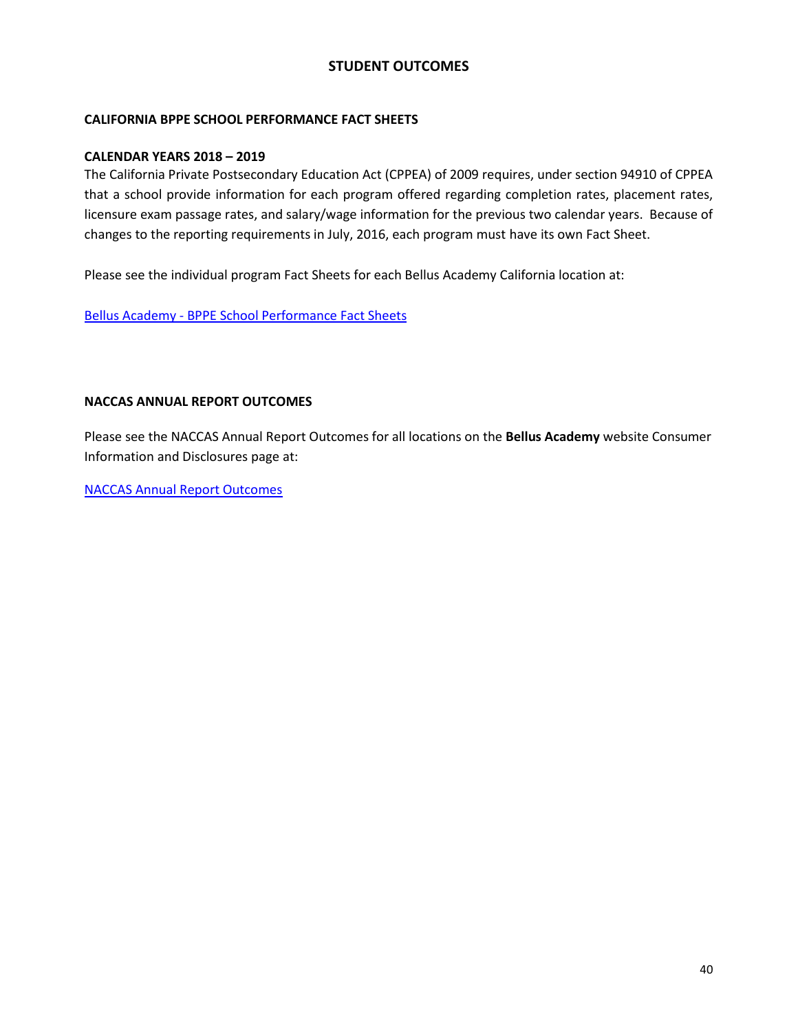## STUDENT OUTCOMES

### CALIFORNIA BPPE SCHOOL PERFORMANCE FACT SHEETS

### CALENDAR YEARS 2018 – 2019

The California Private Postsecondary Education Act (CPPEA) of 2009 requires, under section 94910 of CPPEA that a school provide information for each program offered regarding completion rates, placement rates, licensure exam passage rates, and salary/wage information for the previous two calendar years. Because of changes to the reporting requirements in July, 2016, each program must have its own Fact Sheet.

Please see the individual program Fact Sheets for each Bellus Academy California location at:

Bellus Academy - BPPE School Performance Fact Sheets

### NACCAS ANNUAL REPORT OUTCOMES

Please see the NACCAS Annual Report Outcomes for all locations on the **Bellus Academy** website Consumer Information and Disclosures page at:

NACCAS Annual Report Outcomes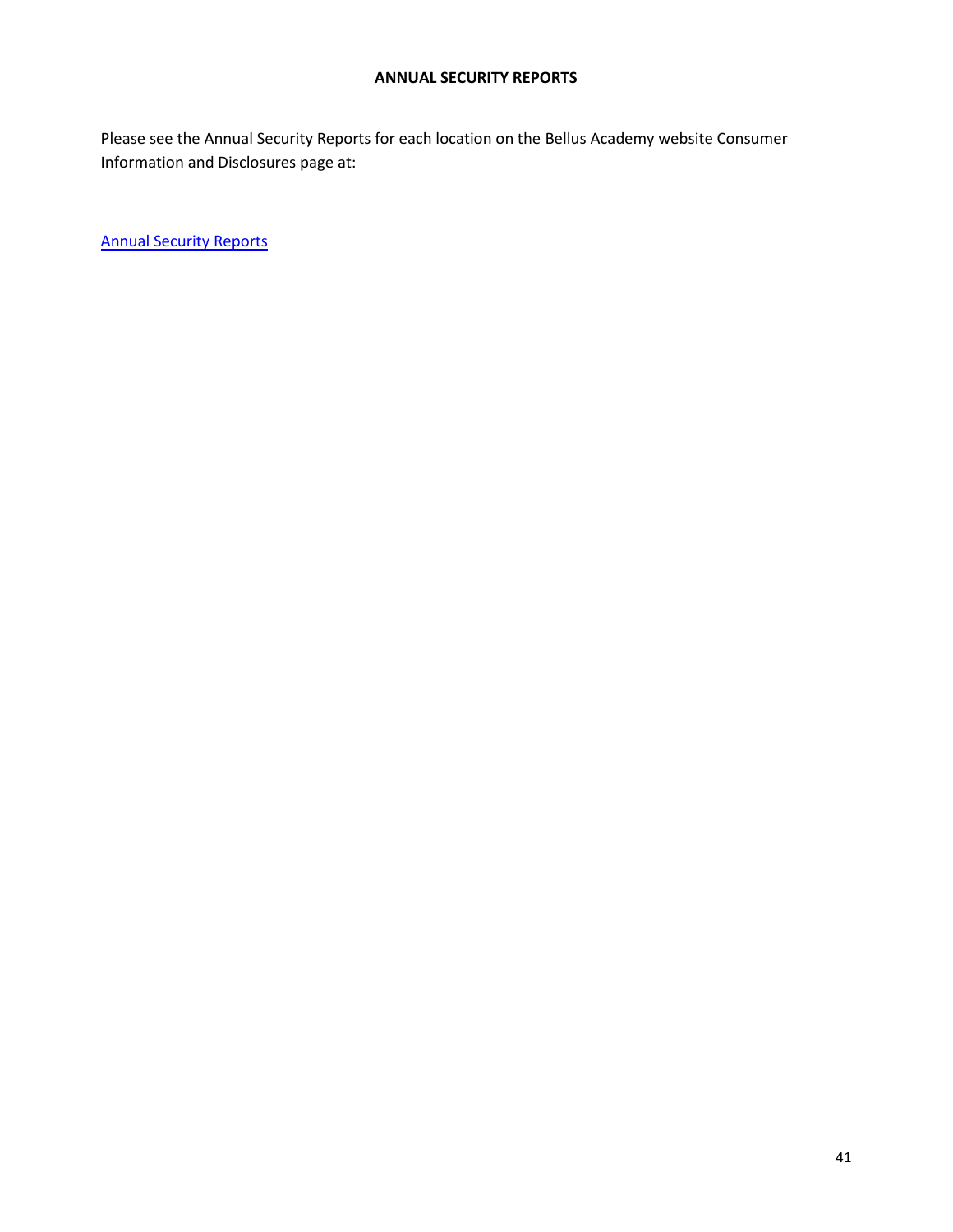## ANNUAL SECURITY REPORTS

Please see the Annual Security Reports for each location on the Bellus Academy website Consumer Information and Disclosures page at:

Annual Security Reports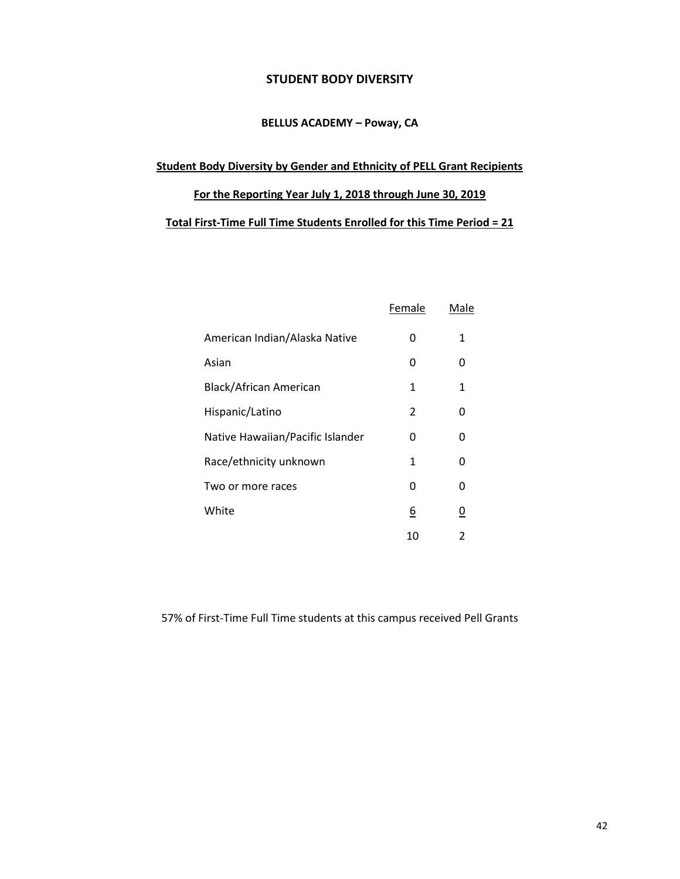# STUDENT BODY DIVERSITY

## BELLUS ACADEMY – Poway, CA

**Student Body Diversity by Gender and Ethnicity of PELL Grant Recipients**

**For the Reporting Year July 1, 2018 through June 30, 2019**

**Total First-Time Full Time Students Enrolled for this Time Period = 21**

| | Female | Male |
|---|---|---|
| American Indian/Alaska Native | 0 | 1 |
| Asian | 0 | 0 |
| Black/African American | 1 | 1 |
| Hispanic/Latino | 2 | 0 |
| Native Hawaiian/Pacific Islander | 0 | 0 |
| Race/ethnicity unknown | 1 | 0 |
| Two or more races | 0 | 0 |
| White | 6 | 0 |
| | 10 | 2 |

57% of First-Time Full Time students at this campus received Pell Grants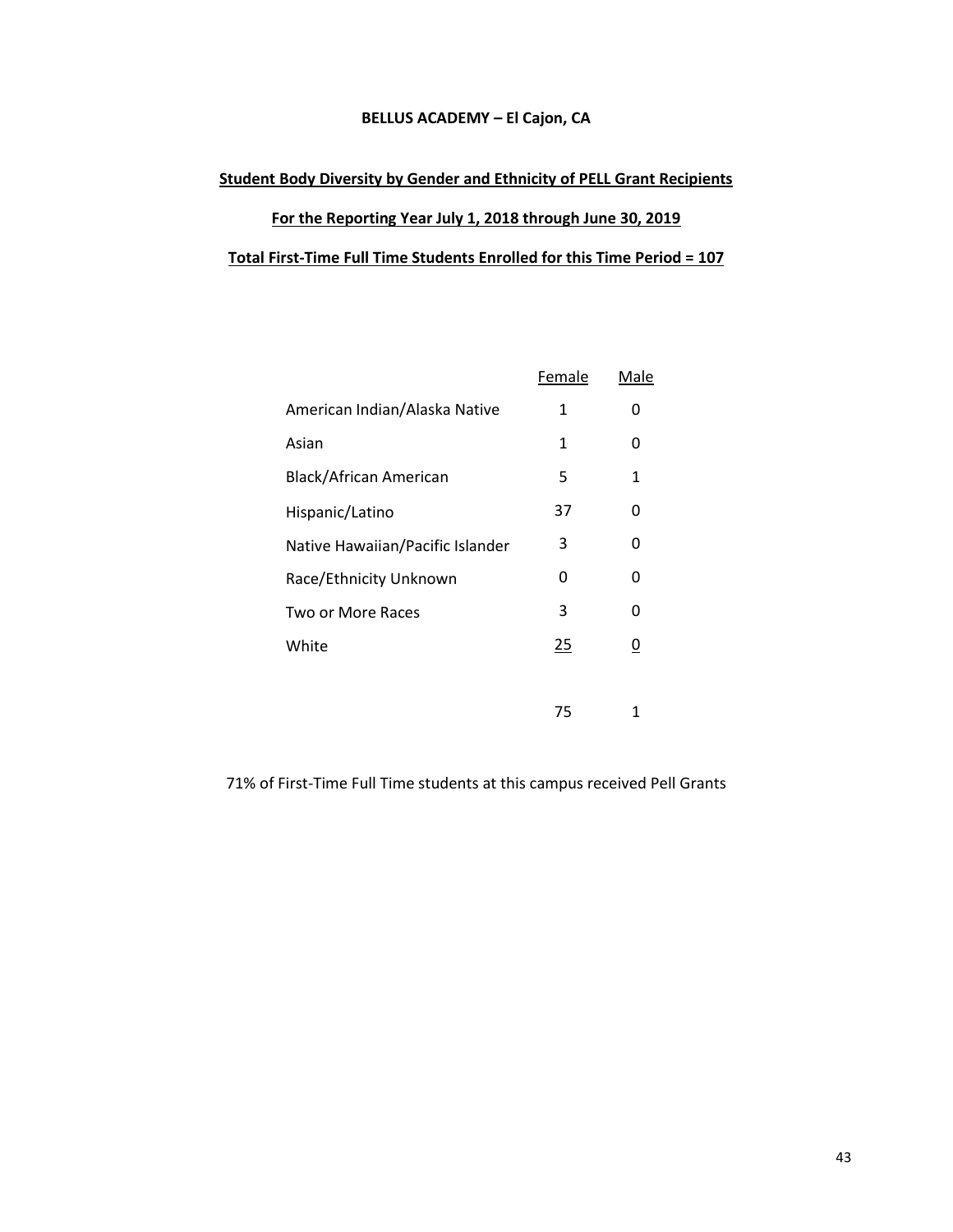**BELLUS ACADEMY – El Cajon, CA**

**Student Body Diversity by Gender and Ethnicity of PELL Grant Recipients**

**For the Reporting Year July 1, 2018 through June 30, 2019**

**Total First-Time Full Time Students Enrolled for this Time Period = 107**

| | Female | Male |
|---|---|---|
| American Indian/Alaska Native | 1 | 0 |
| Asian | 1 | 0 |
| Black/African American | 5 | 1 |
| Hispanic/Latino | 37 | 0 |
| Native Hawaiian/Pacific Islander | 3 | 0 |
| Race/Ethnicity Unknown | 0 | 0 |
| Two or More Races | 3 | 0 |
| White | 25 | 0 |
| | 75 | 1 |

71% of First-Time Full Time students at this campus received Pell Grants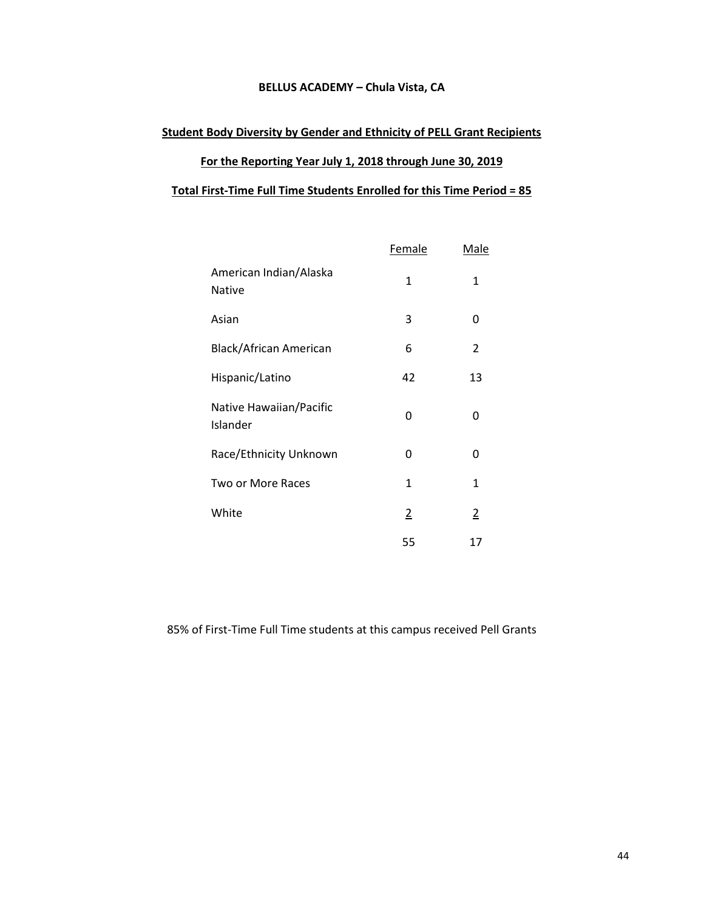**BELLUS ACADEMY – Chula Vista, CA**

**Student Body Diversity by Gender and Ethnicity of PELL Grant Recipients**

**For the Reporting Year July 1, 2018 through June 30, 2019**

**Total First-Time Full Time Students Enrolled for this Time Period = 85**

| | Female | Male |
|---|---|---|
| American Indian/Alaska Native | 1 | 1 |
| Asian | 3 | 0 |
| Black/African American | 6 | 2 |
| Hispanic/Latino | 42 | 13 |
| Native Hawaiian/Pacific Islander | 0 | 0 |
| Race/Ethnicity Unknown | 0 | 0 |
| Two or More Races | 1 | 1 |
| White | 2 | 2 |
| | 55 | 17 |

85% of First-Time Full Time students at this campus received Pell Grants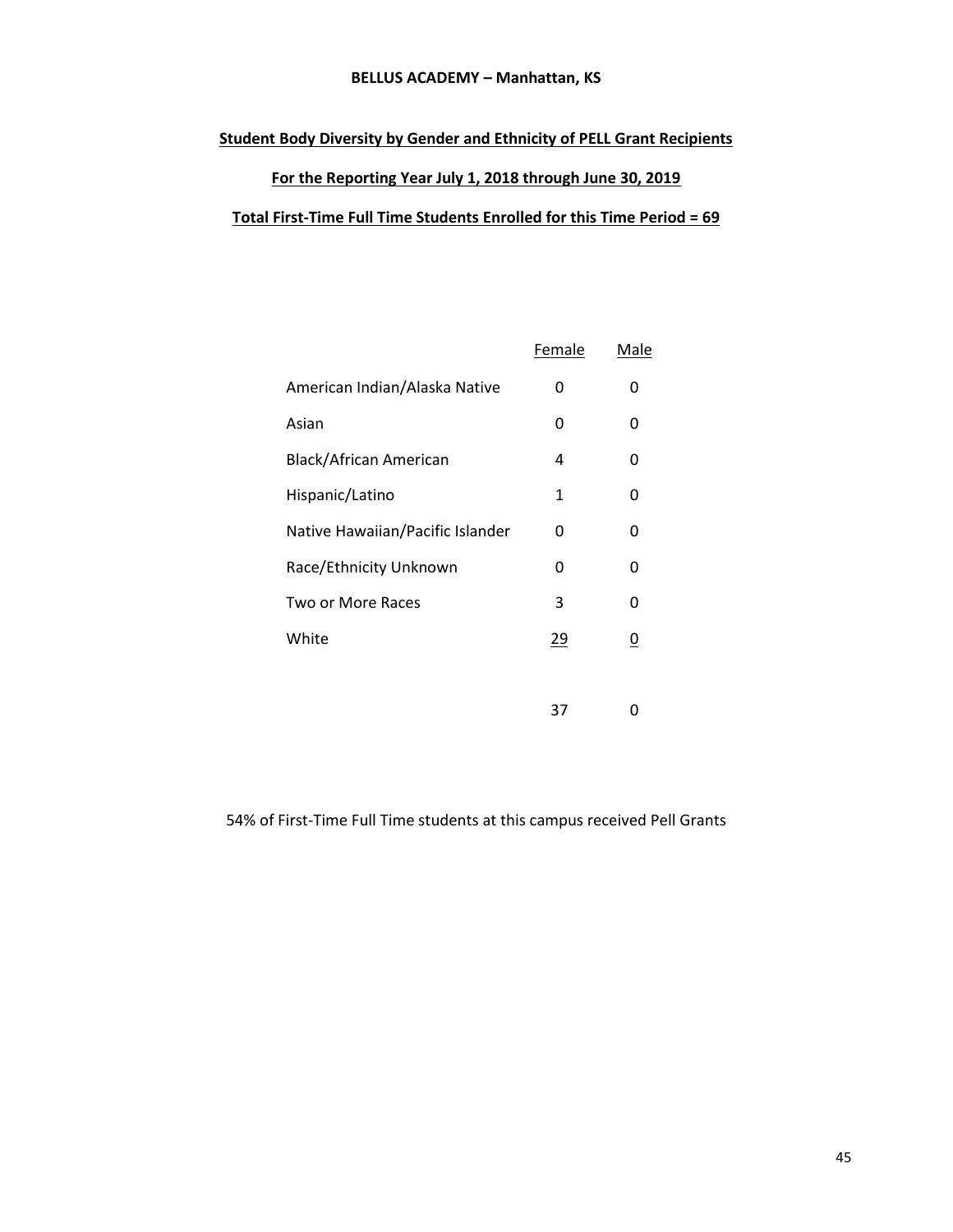**BELLUS ACADEMY – Manhattan, KS**

**Student Body Diversity by Gender and Ethnicity of PELL Grant Recipients**

**For the Reporting Year July 1, 2018 through June 30, 2019**

**Total First-Time Full Time Students Enrolled for this Time Period = 69**

| | Female | Male |
|---|---|---|
| American Indian/Alaska Native | 0 | 0 |
| Asian | 0 | 0 |
| Black/African American | 4 | 0 |
| Hispanic/Latino | 1 | 0 |
| Native Hawaiian/Pacific Islander | 0 | 0 |
| Race/Ethnicity Unknown | 0 | 0 |
| Two or More Races | 3 | 0 |
| White | 29 | 0 |
| | 37 | 0 |

54% of First-Time Full Time students at this campus received Pell Grants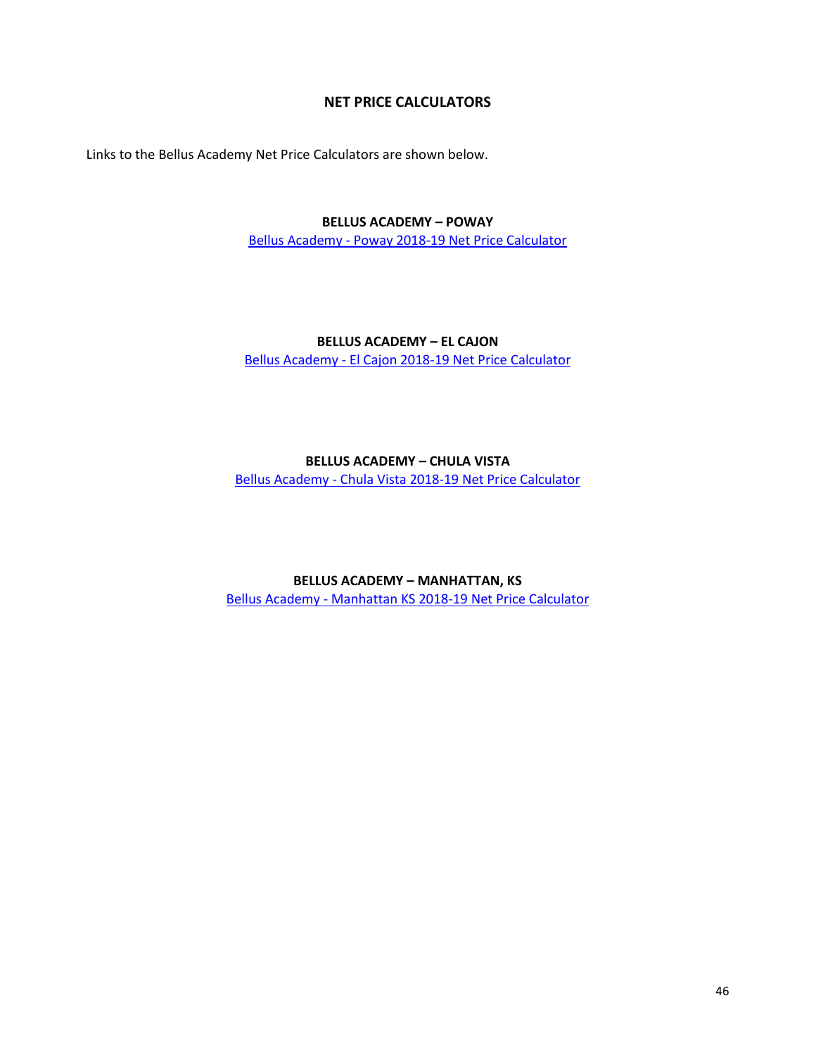## NET PRICE CALCULATORS

Links to the Bellus Academy Net Price Calculators are shown below.

**BELLUS ACADEMY – POWAY**

Bellus Academy - Poway 2018-19 Net Price Calculator

**BELLUS ACADEMY – EL CAJON**

Bellus Academy - El Cajon 2018-19 Net Price Calculator

**BELLUS ACADEMY – CHULA VISTA**

Bellus Academy - Chula Vista 2018-19 Net Price Calculator

**BELLUS ACADEMY – MANHATTAN, KS**

Bellus Academy - Manhattan KS 2018-19 Net Price Calculator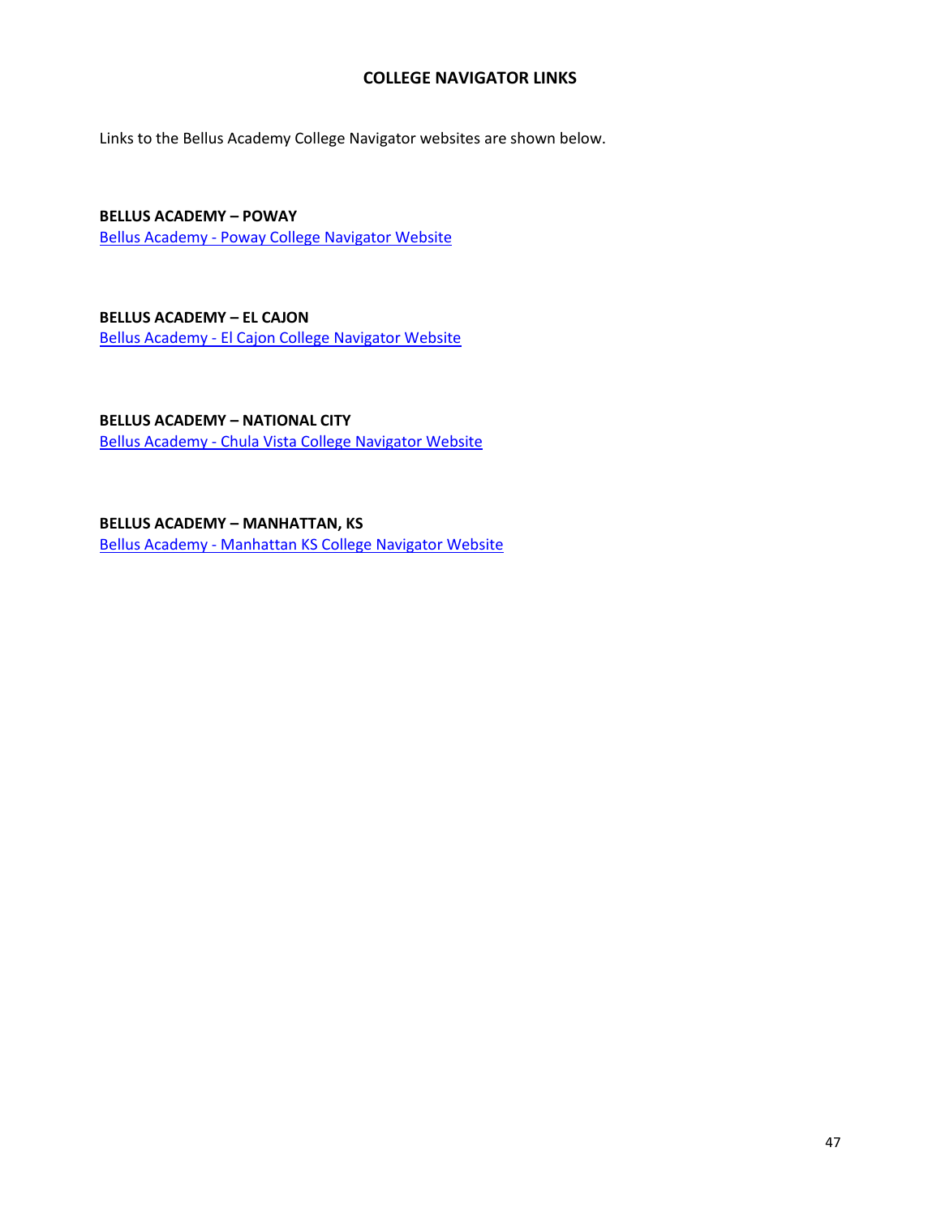## COLLEGE NAVIGATOR LINKS

Links to the Bellus Academy College Navigator websites are shown below.

**BELLUS ACADEMY – POWAY**
Bellus Academy - Poway College Navigator Website

**BELLUS ACADEMY – EL CAJON**
Bellus Academy - El Cajon College Navigator Website

**BELLUS ACADEMY – NATIONAL CITY**
Bellus Academy - Chula Vista College Navigator Website

**BELLUS ACADEMY – MANHATTAN, KS**
Bellus Academy - Manhattan KS College Navigator Website